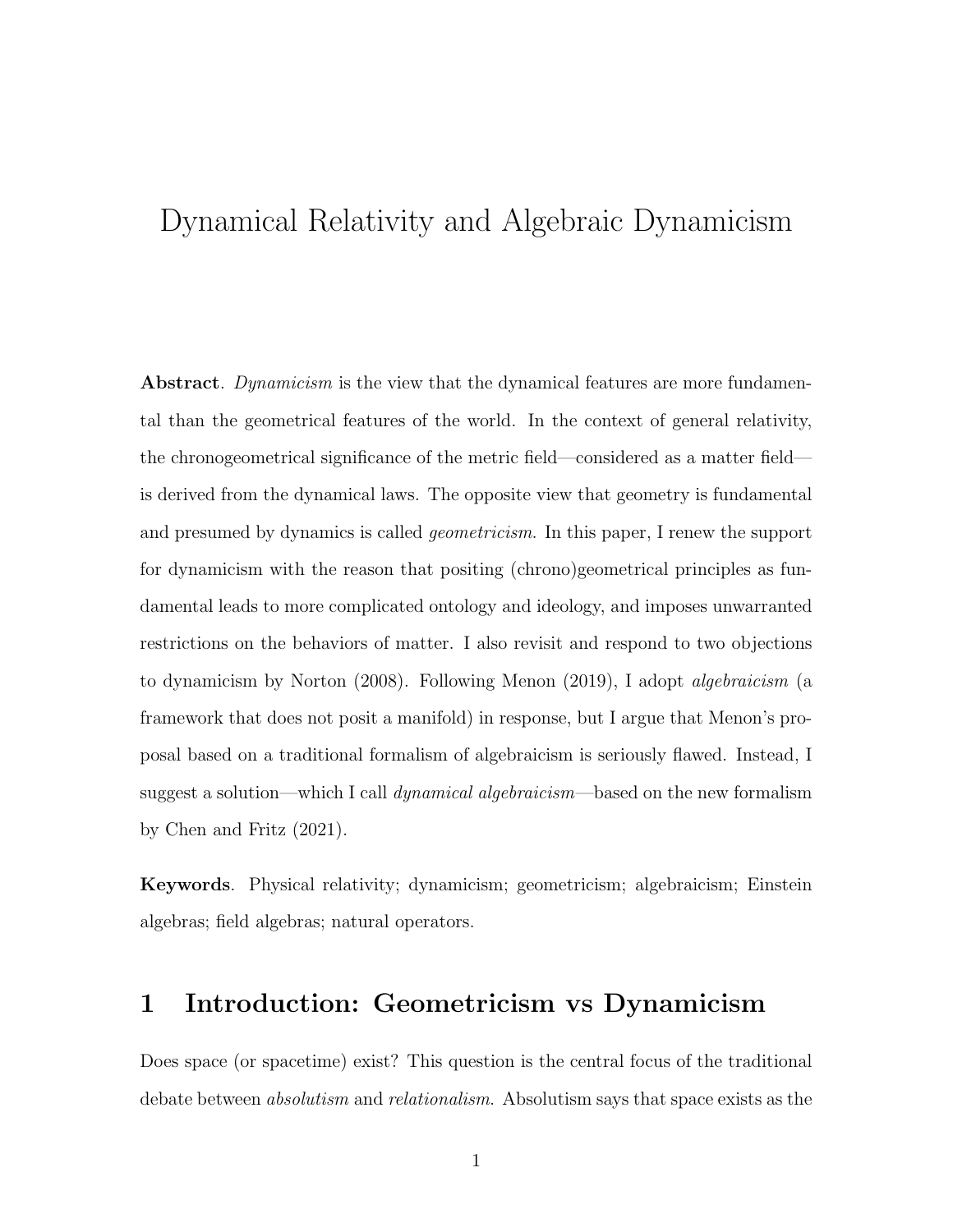# Dynamical Relativity and Algebraic Dynamicism

**Abstract**. *Dynamicism* is the view that the dynamical features are more fundamental than the geometrical features of the world. In the context of general relativity, the chronogeometrical significance of the metric field—considered as a matter field—is derived from the dynamical laws. The opposite view that geometry is fundamental and presumed by dynamics is called *geometricism*. In this paper, I renew the support for dynamicism with the reason that positing (chrono)geometrical principles as fundamental leads to more complicated ontology and ideology, and imposes unwarranted restrictions on the behaviors of matter. I also revisit and respond to two objections to dynamicism by Norton (2008). Following Menon (2019), I adopt *algebraicism* (a framework that does not posit a manifold) in response, but I argue that Menon's proposal based on a traditional formalism of algebraicism is seriously flawed. Instead, I suggest a solution—which I call *dynamical algebraicism*—based on the new formalism by Chen and Fritz (2021).

**Keywords**. Physical relativity; dynamicism; geometricism; algebraicism; Einstein algebras; field algebras; natural operators.

## 1 Introduction: Geometricism vs Dynamicism

Does space (or spacetime) exist? This question is the central focus of the traditional debate between *absolutism* and *relationalism*. Absolutism says that space exists as the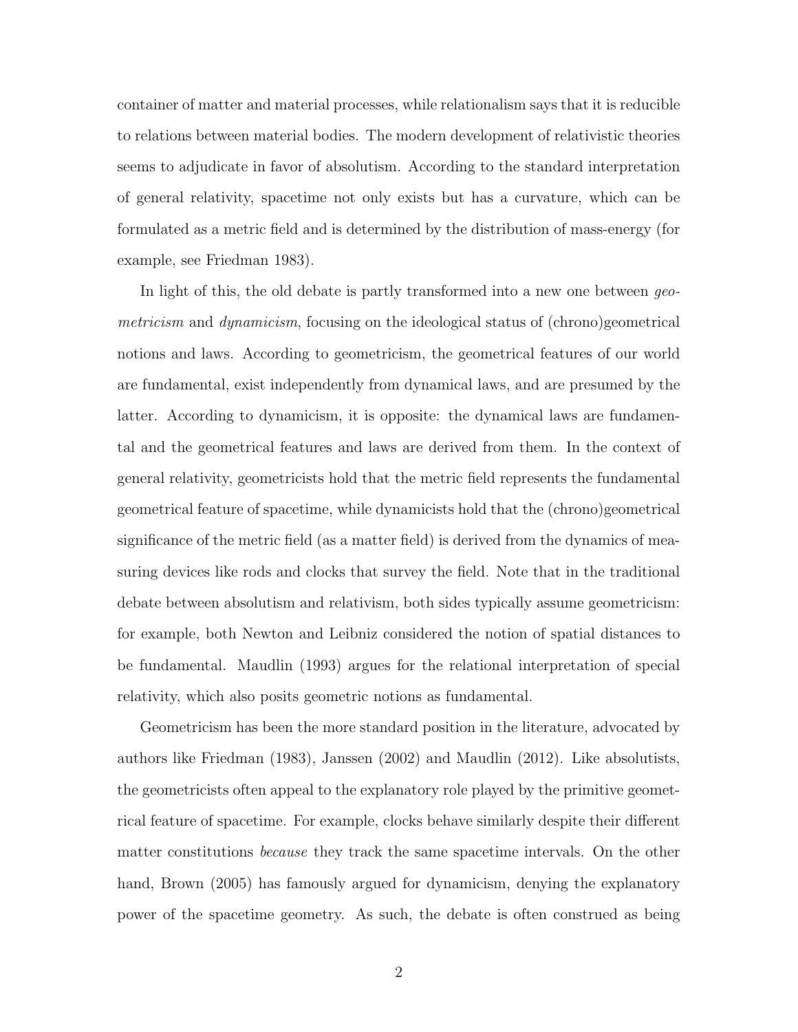container of matter and material processes, while relationalism says that it is reducible to relations between material bodies. The modern development of relativistic theories seems to adjudicate in favor of absolutism. According to the standard interpretation of general relativity, spacetime not only exists but has a curvature, which can be formulated as a metric field and is determined by the distribution of mass-energy (for example, see Friedman 1983).

In light of this, the old debate is partly transformed into a new one between *geometricism* and *dynamicism*, focusing on the ideological status of (chrono)geometrical notions and laws. According to geometricism, the geometrical features of our world are fundamental, exist independently from dynamical laws, and are presumed by the latter. According to dynamicism, it is opposite: the dynamical laws are fundamental and the geometrical features and laws are derived from them. In the context of general relativity, geometricists hold that the metric field represents the fundamental geometrical feature of spacetime, while dynamicists hold that the (chrono)geometrical significance of the metric field (as a matter field) is derived from the dynamics of measuring devices like rods and clocks that survey the field. Note that in the traditional debate between absolutism and relativism, both sides typically assume geometricism: for example, both Newton and Leibniz considered the notion of spatial distances to be fundamental. Maudlin (1993) argues for the relational interpretation of special relativity, which also posits geometric notions as fundamental.

Geometricism has been the more standard position in the literature, advocated by authors like Friedman (1983), Janssen (2002) and Maudlin (2012). Like absolutists, the geometricists often appeal to the explanatory role played by the primitive geometrical feature of spacetime. For example, clocks behave similarly despite their different matter constitutions *because* they track the same spacetime intervals. On the other hand, Brown (2005) has famously argued for dynamicism, denying the explanatory power of the spacetime geometry. As such, the debate is often construed as being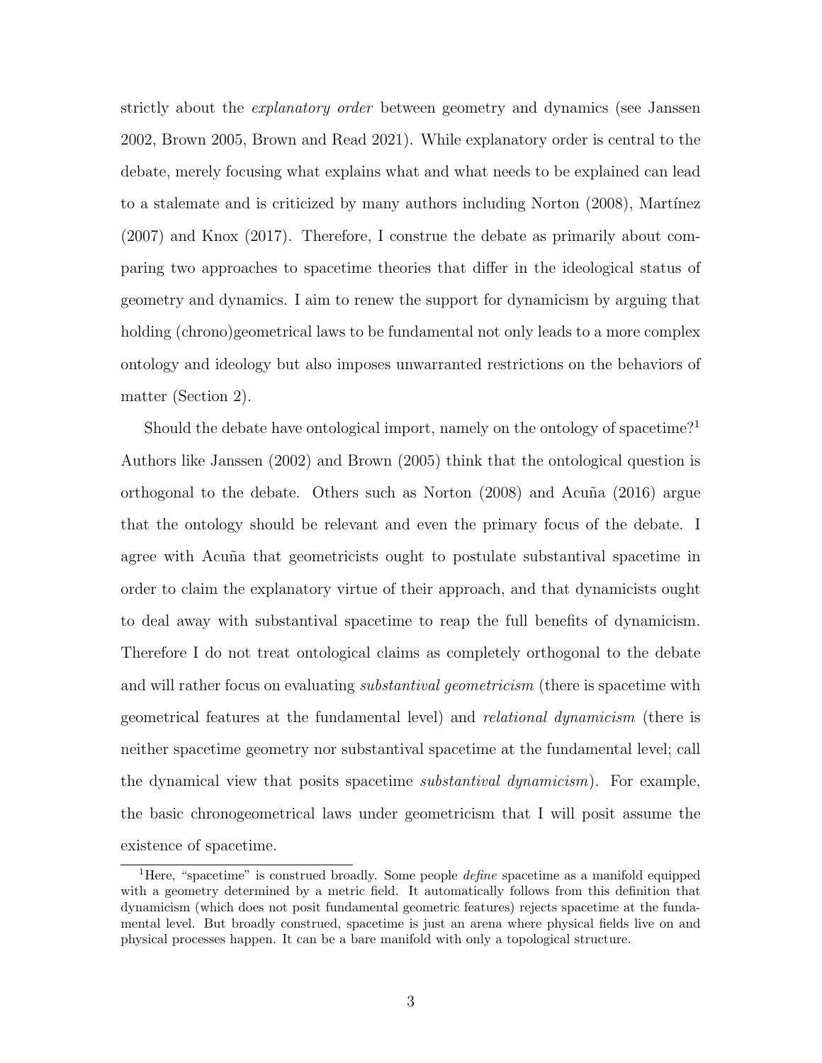strictly about the *explanatory order* between geometry and dynamics (see Janssen 2002, Brown 2005, Brown and Read 2021). While explanatory order is central to the debate, merely focusing what explains what and what needs to be explained can lead to a stalemate and is criticized by many authors including Norton (2008), Martínez (2007) and Knox (2017). Therefore, I construe the debate as primarily about comparing two approaches to spacetime theories that differ in the ideological status of geometry and dynamics. I aim to renew the support for dynamicism by arguing that holding (chrono)geometrical laws to be fundamental not only leads to a more complex ontology and ideology but also imposes unwarranted restrictions on the behaviors of matter (Section 2).

Should the debate have ontological import, namely on the ontology of spacetime?[1] Authors like Janssen (2002) and Brown (2005) think that the ontological question is orthogonal to the debate. Others such as Norton (2008) and Acuña (2016) argue that the ontology should be relevant and even the primary focus of the debate. I agree with Acuña that geometricists ought to postulate substantival spacetime in order to claim the explanatory virtue of their approach, and that dynamicists ought to deal away with substantival spacetime to reap the full benefits of dynamicism. Therefore I do not treat ontological claims as completely orthogonal to the debate and will rather focus on evaluating *substantival geometricism* (there is spacetime with geometrical features at the fundamental level) and *relational dynamicism* (there is neither spacetime geometry nor substantival spacetime at the fundamental level; call the dynamical view that posits spacetime *substantival dynamicism*). For example, the basic chronogeometrical laws under geometricism that I will posit assume the existence of spacetime.

[1] Here, "spacetime" is construed broadly. Some people *define* spacetime as a manifold equipped with a geometry determined by a metric field. It automatically follows from this definition that dynamicism (which does not posit fundamental geometric features) rejects spacetime at the fundamental level. But broadly construed, spacetime is just an arena where physical fields live on and physical processes happen. It can be a bare manifold with only a topological structure.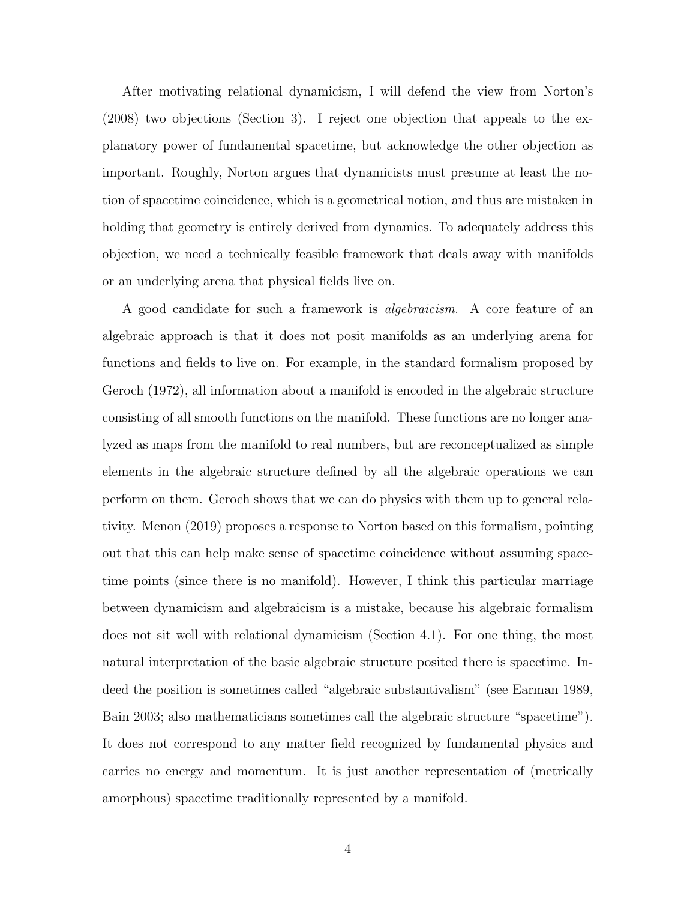After motivating relational dynamicism, I will defend the view from Norton's (2008) two objections (Section 3). I reject one objection that appeals to the explanatory power of fundamental spacetime, but acknowledge the other objection as important. Roughly, Norton argues that dynamicists must presume at least the notion of spacetime coincidence, which is a geometrical notion, and thus are mistaken in holding that geometry is entirely derived from dynamics. To adequately address this objection, we need a technically feasible framework that deals away with manifolds or an underlying arena that physical fields live on.

A good candidate for such a framework is *algebraicism*. A core feature of an algebraic approach is that it does not posit manifolds as an underlying arena for functions and fields to live on. For example, in the standard formalism proposed by Geroch (1972), all information about a manifold is encoded in the algebraic structure consisting of all smooth functions on the manifold. These functions are no longer analyzed as maps from the manifold to real numbers, but are reconceptualized as simple elements in the algebraic structure defined by all the algebraic operations we can perform on them. Geroch shows that we can do physics with them up to general relativity. Menon (2019) proposes a response to Norton based on this formalism, pointing out that this can help make sense of spacetime coincidence without assuming spacetime points (since there is no manifold). However, I think this particular marriage between dynamicism and algebraicism is a mistake, because his algebraic formalism does not sit well with relational dynamicism (Section 4.1). For one thing, the most natural interpretation of the basic algebraic structure posited there is spacetime. Indeed the position is sometimes called "algebraic substantivalism" (see Earman 1989, Bain 2003; also mathematicians sometimes call the algebraic structure "spacetime"). It does not correspond to any matter field recognized by fundamental physics and carries no energy and momentum. It is just another representation of (metrically amorphous) spacetime traditionally represented by a manifold.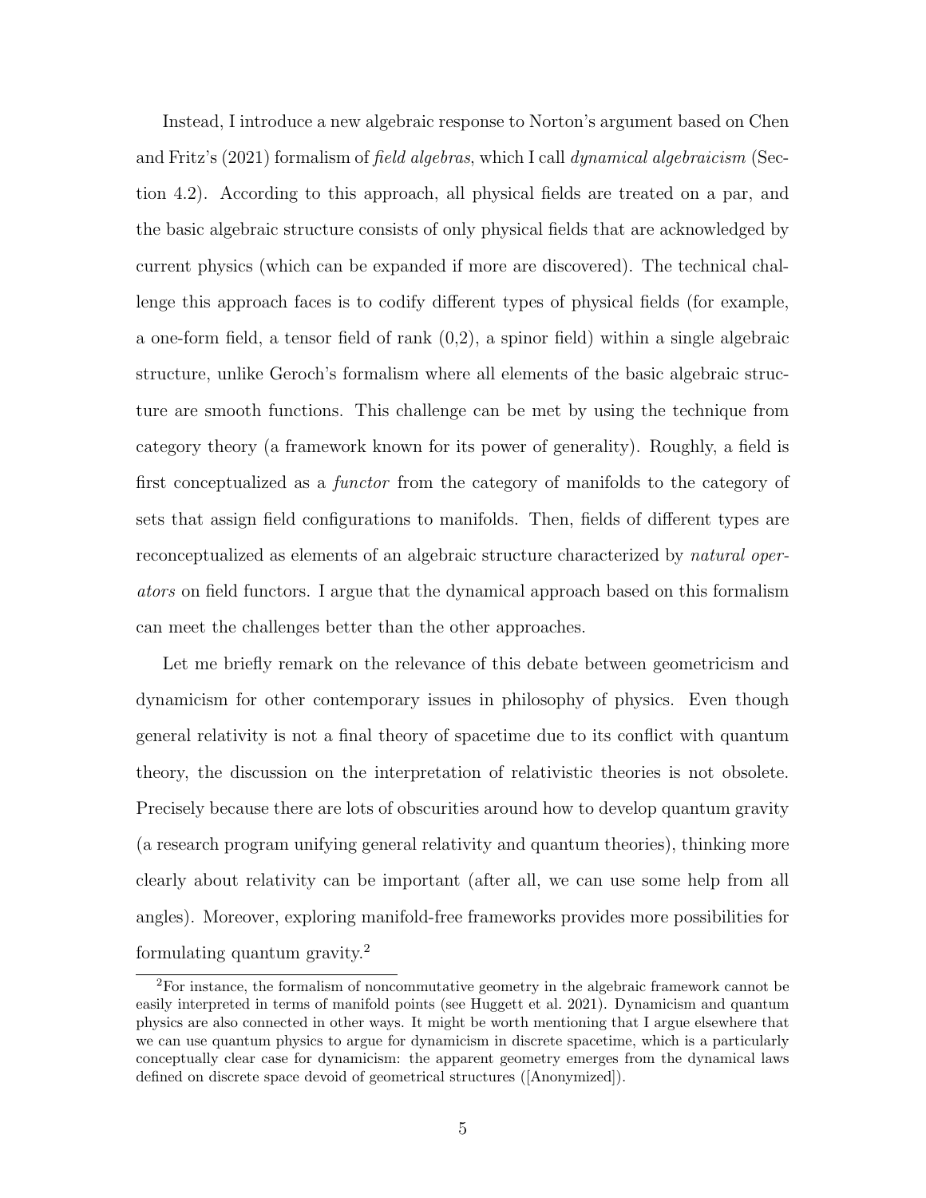Instead, I introduce a new algebraic response to Norton's argument based on Chen and Fritz's (2021) formalism of *field algebras*, which I call *dynamical algebraicism* (Section 4.2). According to this approach, all physical fields are treated on a par, and the basic algebraic structure consists of only physical fields that are acknowledged by current physics (which can be expanded if more are discovered). The technical challenge this approach faces is to codify different types of physical fields (for example, a one-form field, a tensor field of rank (0,2), a spinor field) within a single algebraic structure, unlike Geroch's formalism where all elements of the basic algebraic structure are smooth functions. This challenge can be met by using the technique from category theory (a framework known for its power of generality). Roughly, a field is first conceptualized as a *functor* from the category of manifolds to the category of sets that assign field configurations to manifolds. Then, fields of different types are reconceptualized as elements of an algebraic structure characterized by *natural operators* on field functors. I argue that the dynamical approach based on this formalism can meet the challenges better than the other approaches.

Let me briefly remark on the relevance of this debate between geometricism and dynamicism for other contemporary issues in philosophy of physics. Even though general relativity is not a final theory of spacetime due to its conflict with quantum theory, the discussion on the interpretation of relativistic theories is not obsolete. Precisely because there are lots of obscurities around how to develop quantum gravity (a research program unifying general relativity and quantum theories), thinking more clearly about relativity can be important (after all, we can use some help from all angles). Moreover, exploring manifold-free frameworks provides more possibilities for formulating quantum gravity.[2]

[2] For instance, the formalism of noncommutative geometry in the algebraic framework cannot be easily interpreted in terms of manifold points (see Huggett et al. 2021). Dynamicism and quantum physics are also connected in other ways. It might be worth mentioning that I argue elsewhere that we can use quantum physics to argue for dynamicism in discrete spacetime, which is a particularly conceptually clear case for dynamicism: the apparent geometry emerges from the dynamical laws defined on discrete space devoid of geometrical structures ([Anonymized]).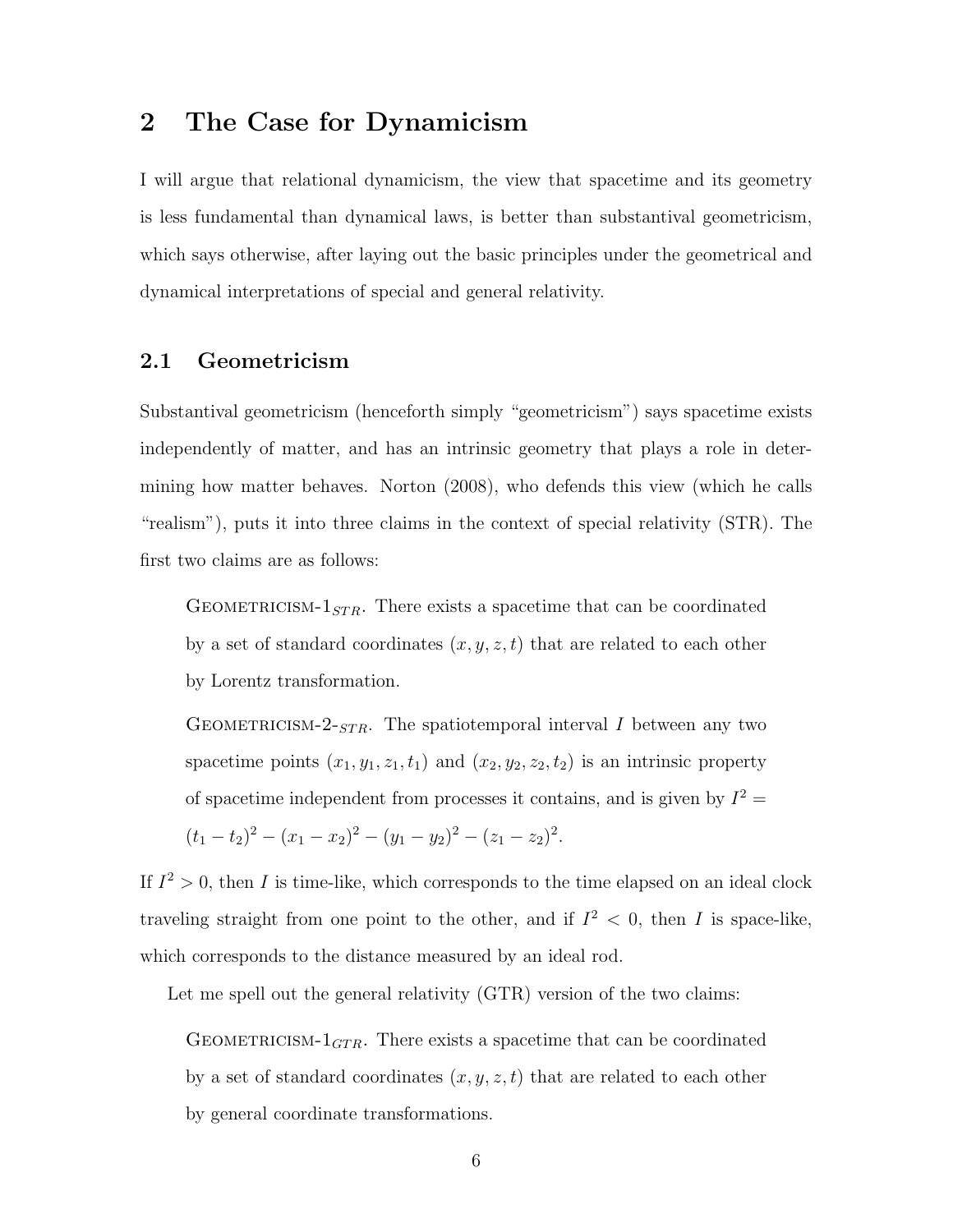## 2 The Case for Dynamicism

I will argue that relational dynamicism, the view that spacetime and its geometry is less fundamental than dynamical laws, is better than substantival geometricism, which says otherwise, after laying out the basic principles under the geometrical and dynamical interpretations of special and general relativity.

### 2.1 Geometricism

Substantival geometricism (henceforth simply "geometricism") says spacetime exists independently of matter, and has an intrinsic geometry that plays a role in determining how matter behaves. Norton (2008), who defends this view (which he calls "realism"), puts it into three claims in the context of special relativity (STR). The first two claims are as follows:

> GEOMETRICISM-$1_{STR}$. There exists a spacetime that can be coordinated by a set of standard coordinates $(x, y, z, t)$ that are related to each other by Lorentz transformation.
>
> GEOMETRICISM-$2\text{-}_{STR}$. The spatiotemporal interval $I$ between any two spacetime points $(x_1, y_1, z_1, t_1)$ and $(x_2, y_2, z_2, t_2)$ is an intrinsic property of spacetime independent from processes it contains, and is given by $I^2 = (t_1 - t_2)^2 - (x_1 - x_2)^2 - (y_1 - y_2)^2 - (z_1 - z_2)^2$.

If $I^2 > 0$, then $I$ is time-like, which corresponds to the time elapsed on an ideal clock traveling straight from one point to the other, and if $I^2 < 0$, then $I$ is space-like, which corresponds to the distance measured by an ideal rod.

Let me spell out the general relativity (GTR) version of the two claims:

> GEOMETRICISM-$1_{GTR}$. There exists a spacetime that can be coordinated by a set of standard coordinates $(x, y, z, t)$ that are related to each other by general coordinate transformations.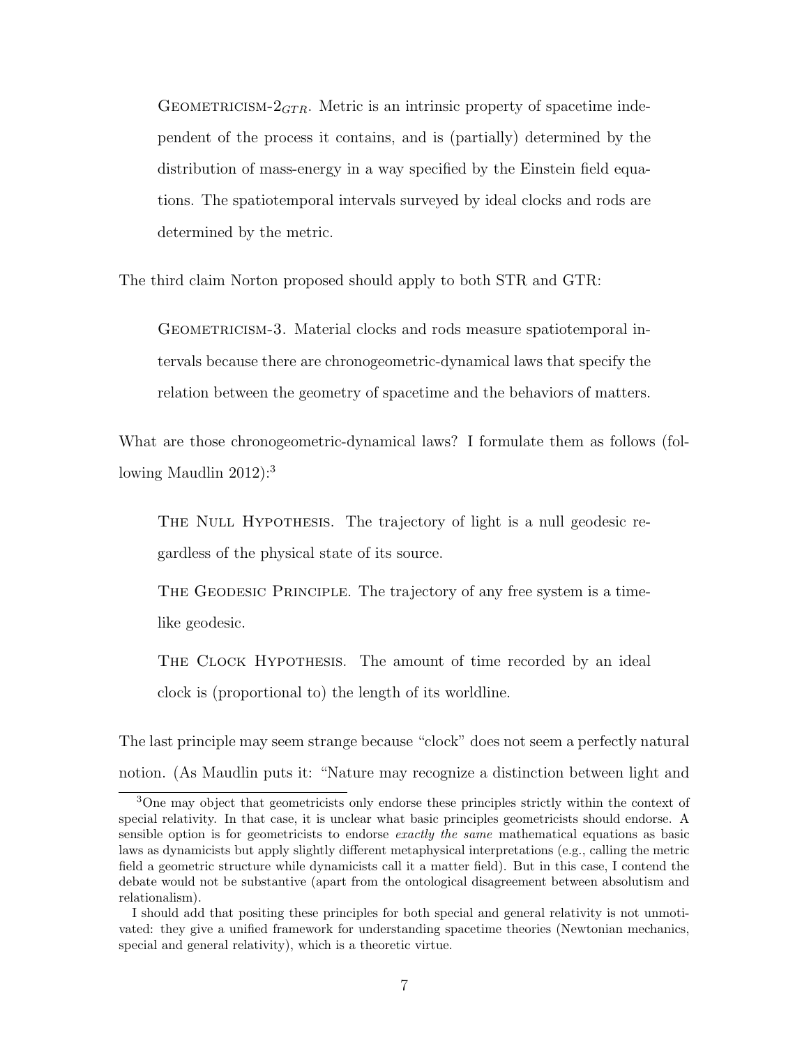> Geometricism-$2_{GTR}$. Metric is an intrinsic property of spacetime independent of the process it contains, and is (partially) determined by the distribution of mass-energy in a way specified by the Einstein field equations. The spatiotemporal intervals surveyed by ideal clocks and rods are determined by the metric.

The third claim Norton proposed should apply to both STR and GTR:

> Geometricism-3. Material clocks and rods measure spatiotemporal intervals because there are chronogeometric-dynamical laws that specify the relation between the geometry of spacetime and the behaviors of matters.

What are those chronogeometric-dynamical laws? I formulate them as follows (following Maudlin 2012):[3]

> The Null Hypothesis. The trajectory of light is a null geodesic regardless of the physical state of its source.
>
> The Geodesic Principle. The trajectory of any free system is a timelike geodesic.
>
> The Clock Hypothesis. The amount of time recorded by an ideal clock is (proportional to) the length of its worldline.

The last principle may seem strange because "clock" does not seem a perfectly natural notion. (As Maudlin puts it: "Nature may recognize a distinction between light and

---

[3] One may object that geometricists only endorse these principles strictly within the context of special relativity. In that case, it is unclear what basic principles geometricists should endorse. A sensible option is for geometricists to endorse *exactly the same* mathematical equations as basic laws as dynamicists but apply slightly different metaphysical interpretations (e.g., calling the metric field a geometric structure while dynamicists call it a matter field). But in this case, I contend the debate would not be substantive (apart from the ontological disagreement between absolutism and relationalism).

I should add that positing these principles for both special and general relativity is not unmotivated: they give a unified framework for understanding spacetime theories (Newtonian mechanics, special and general relativity), which is a theoretic virtue.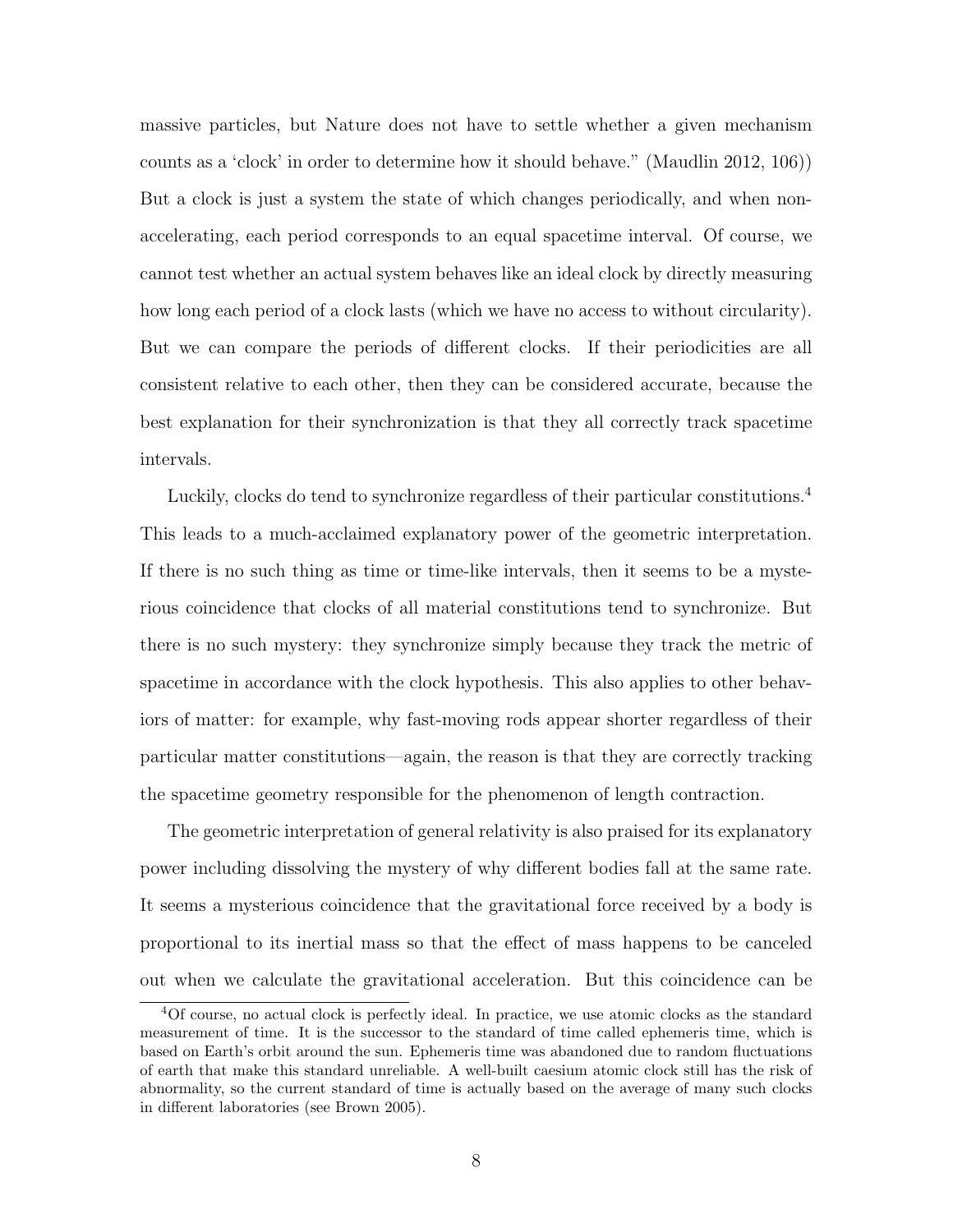massive particles, but Nature does not have to settle whether a given mechanism counts as a 'clock' in order to determine how it should behave." (Maudlin 2012, 106)) But a clock is just a system the state of which changes periodically, and when non-accelerating, each period corresponds to an equal spacetime interval. Of course, we cannot test whether an actual system behaves like an ideal clock by directly measuring how long each period of a clock lasts (which we have no access to without circularity). But we can compare the periods of different clocks. If their periodicities are all consistent relative to each other, then they can be considered accurate, because the best explanation for their synchronization is that they all correctly track spacetime intervals.

Luckily, clocks do tend to synchronize regardless of their particular constitutions.[4] This leads to a much-acclaimed explanatory power of the geometric interpretation. If there is no such thing as time or time-like intervals, then it seems to be a mysterious coincidence that clocks of all material constitutions tend to synchronize. But there is no such mystery: they synchronize simply because they track the metric of spacetime in accordance with the clock hypothesis. This also applies to other behaviors of matter: for example, why fast-moving rods appear shorter regardless of their particular matter constitutions—again, the reason is that they are correctly tracking the spacetime geometry responsible for the phenomenon of length contraction.

The geometric interpretation of general relativity is also praised for its explanatory power including dissolving the mystery of why different bodies fall at the same rate. It seems a mysterious coincidence that the gravitational force received by a body is proportional to its inertial mass so that the effect of mass happens to be canceled out when we calculate the gravitational acceleration. But this coincidence can be

[4] Of course, no actual clock is perfectly ideal. In practice, we use atomic clocks as the standard measurement of time. It is the successor to the standard of time called ephemeris time, which is based on Earth's orbit around the sun. Ephemeris time was abandoned due to random fluctuations of earth that make this standard unreliable. A well-built caesium atomic clock still has the risk of abnormality, so the current standard of time is actually based on the average of many such clocks in different laboratories (see Brown 2005).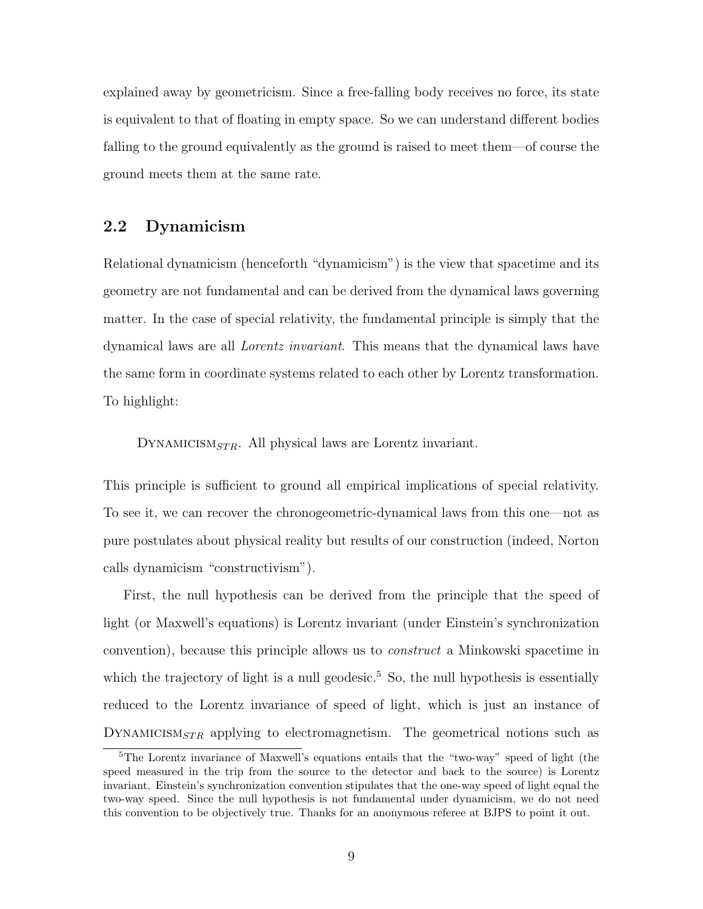explained away by geometricism. Since a free-falling body receives no force, its state is equivalent to that of floating in empty space. So we can understand different bodies falling to the ground equivalently as the ground is raised to meet them—of course the ground meets them at the same rate.

## 2.2 Dynamicism

Relational dynamicism (henceforth "dynamicism") is the view that spacetime and its geometry are not fundamental and can be derived from the dynamical laws governing matter. In the case of special relativity, the fundamental principle is simply that the dynamical laws are all *Lorentz invariant*. This means that the dynamical laws have the same form in coordinate systems related to each other by Lorentz transformation. To highlight:

> DYNAMICISM$_{STR}$. All physical laws are Lorentz invariant.

This principle is sufficient to ground all empirical implications of special relativity. To see it, we can recover the chronogeometric-dynamical laws from this one—not as pure postulates about physical reality but results of our construction (indeed, Norton calls dynamicism "constructivism").

First, the null hypothesis can be derived from the principle that the speed of light (or Maxwell's equations) is Lorentz invariant (under Einstein's synchronization convention), because this principle allows us to *construct* a Minkowski spacetime in which the trajectory of light is a null geodesic.[5] So, the null hypothesis is essentially reduced to the Lorentz invariance of speed of light, which is just an instance of DYNAMICISM$_{STR}$ applying to electromagnetism. The geometrical notions such as

[5] The Lorentz invariance of Maxwell's equations entails that the "two-way" speed of light (the speed measured in the trip from the source to the detector and back to the source) is Lorentz invariant. Einstein's synchronization convention stipulates that the one-way speed of light equal the two-way speed. Since the null hypothesis is not fundamental under dynamicism, we do not need this convention to be objectively true. Thanks for an anonymous referee at BJPS to point it out.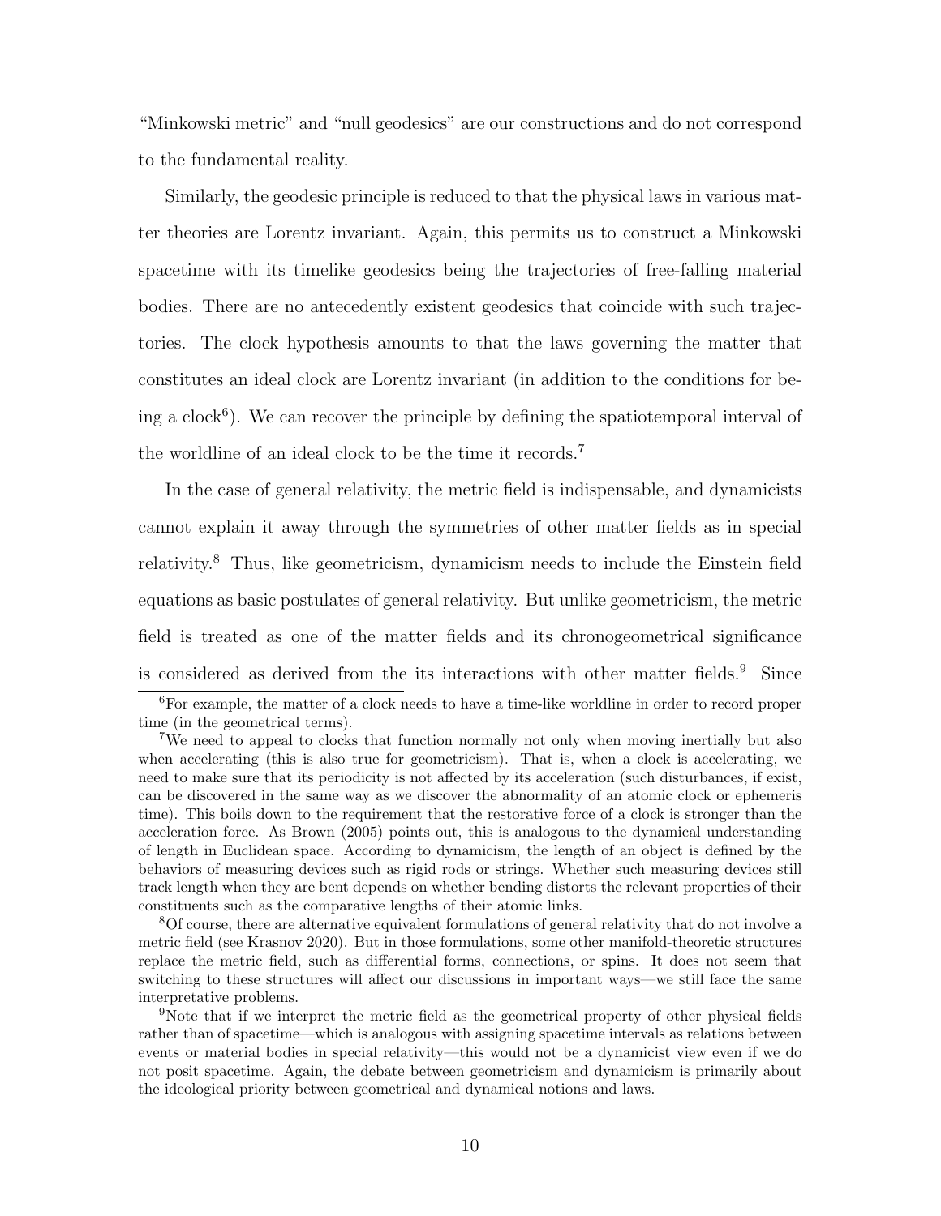"Minkowski metric" and "null geodesics" are our constructions and do not correspond to the fundamental reality.

Similarly, the geodesic principle is reduced to that the physical laws in various matter theories are Lorentz invariant. Again, this permits us to construct a Minkowski spacetime with its timelike geodesics being the trajectories of free-falling material bodies. There are no antecedently existent geodesics that coincide with such trajectories. The clock hypothesis amounts to that the laws governing the matter that constitutes an ideal clock are Lorentz invariant (in addition to the conditions for being a clock[6]). We can recover the principle by defining the spatiotemporal interval of the worldline of an ideal clock to be the time it records.[7]

In the case of general relativity, the metric field is indispensable, and dynamicists cannot explain it away through the symmetries of other matter fields as in special relativity.[8] Thus, like geometricism, dynamicism needs to include the Einstein field equations as basic postulates of general relativity. But unlike geometricism, the metric field is treated as one of the matter fields and its chronogeometrical significance is considered as derived from the its interactions with other matter fields.[9] Since

---

[6]For example, the matter of a clock needs to have a time-like worldline in order to record proper time (in the geometrical terms).

[7]We need to appeal to clocks that function normally not only when moving inertially but also when accelerating (this is also true for geometricism). That is, when a clock is accelerating, we need to make sure that its periodicity is not affected by its acceleration (such disturbances, if exist, can be discovered in the same way as we discover the abnormality of an atomic clock or ephemeris time). This boils down to the requirement that the restorative force of a clock is stronger than the acceleration force. As Brown (2005) points out, this is analogous to the dynamical understanding of length in Euclidean space. According to dynamicism, the length of an object is defined by the behaviors of measuring devices such as rigid rods or strings. Whether such measuring devices still track length when they are bent depends on whether bending distorts the relevant properties of their constituents such as the comparative lengths of their atomic links.

[8]Of course, there are alternative equivalent formulations of general relativity that do not involve a metric field (see Krasnov 2020). But in those formulations, some other manifold-theoretic structures replace the metric field, such as differential forms, connections, or spins. It does not seem that switching to these structures will affect our discussions in important ways—we still face the same interpretative problems.

[9]Note that if we interpret the metric field as the geometrical property of other physical fields rather than of spacetime—which is analogous with assigning spacetime intervals as relations between events or material bodies in special relativity—this would not be a dynamicist view even if we do not posit spacetime. Again, the debate between geometricism and dynamicism is primarily about the ideological priority between geometrical and dynamical notions and laws.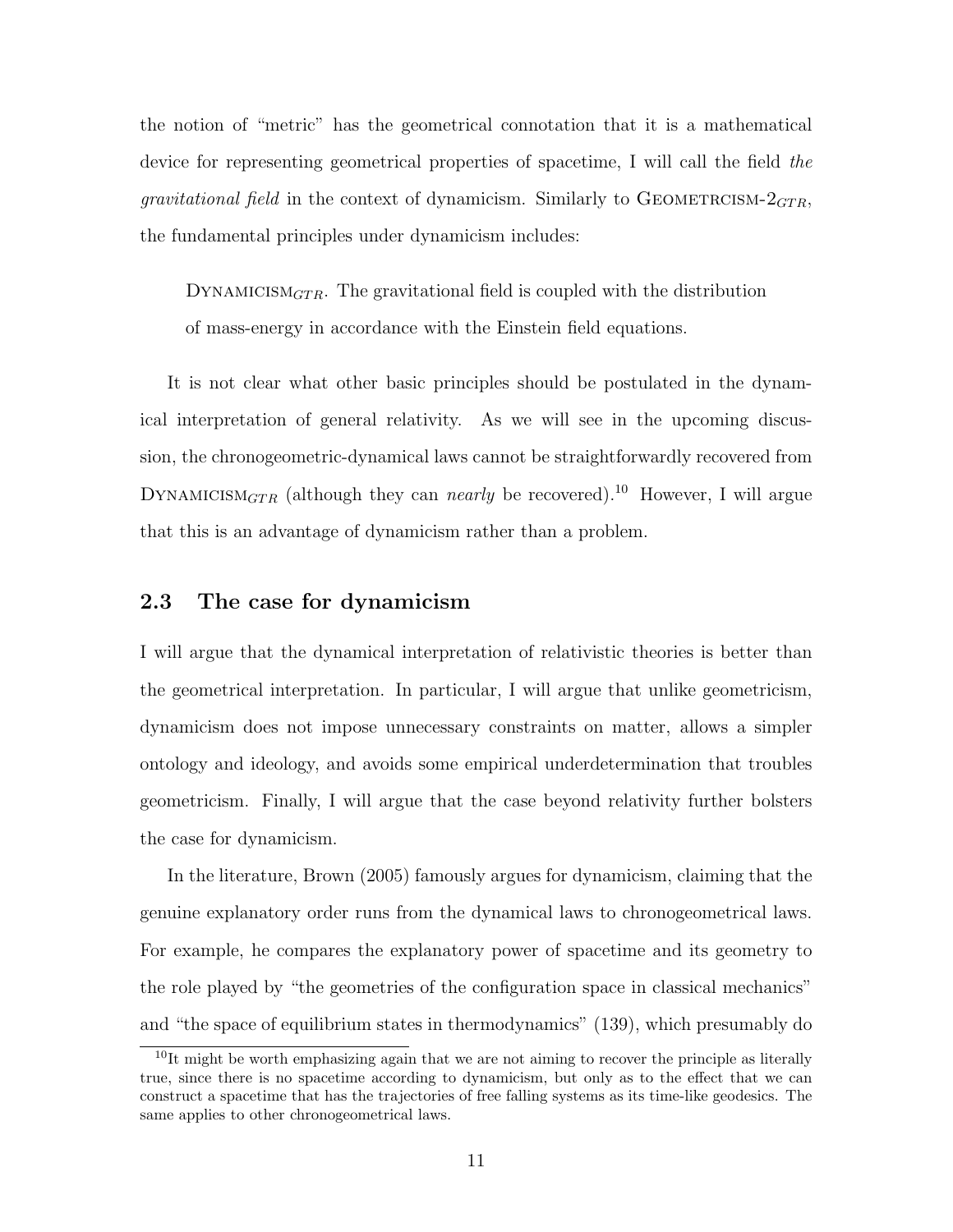the notion of "metric" has the geometrical connotation that it is a mathematical device for representing geometrical properties of spacetime, I will call the field *the gravitational field* in the context of dynamicism. Similarly to GEOMETRCISM-$2_{GTR}$, the fundamental principles under dynamicism includes:

> DYNAMICISM$_{GTR}$. The gravitational field is coupled with the distribution of mass-energy in accordance with the Einstein field equations.

It is not clear what other basic principles should be postulated in the dynamical interpretation of general relativity. As we will see in the upcoming discussion, the chronogeometric-dynamical laws cannot be straightforwardly recovered from DYNAMICISM$_{GTR}$ (although they can *nearly* be recovered).[10] However, I will argue that this is an advantage of dynamicism rather than a problem.

## 2.3 The case for dynamicism

I will argue that the dynamical interpretation of relativistic theories is better than the geometrical interpretation. In particular, I will argue that unlike geometricism, dynamicism does not impose unnecessary constraints on matter, allows a simpler ontology and ideology, and avoids some empirical underdetermination that troubles geometricism. Finally, I will argue that the case beyond relativity further bolsters the case for dynamicism.

In the literature, Brown (2005) famously argues for dynamicism, claiming that the genuine explanatory order runs from the dynamical laws to chronogeometrical laws. For example, he compares the explanatory power of spacetime and its geometry to the role played by "the geometries of the configuration space in classical mechanics" and "the space of equilibrium states in thermodynamics" (139), which presumably do

---

[10] It might be worth emphasizing again that we are not aiming to recover the principle as literally true, since there is no spacetime according to dynamicism, but only as to the effect that we can construct a spacetime that has the trajectories of free falling systems as its time-like geodesics. The same applies to other chronogeometrical laws.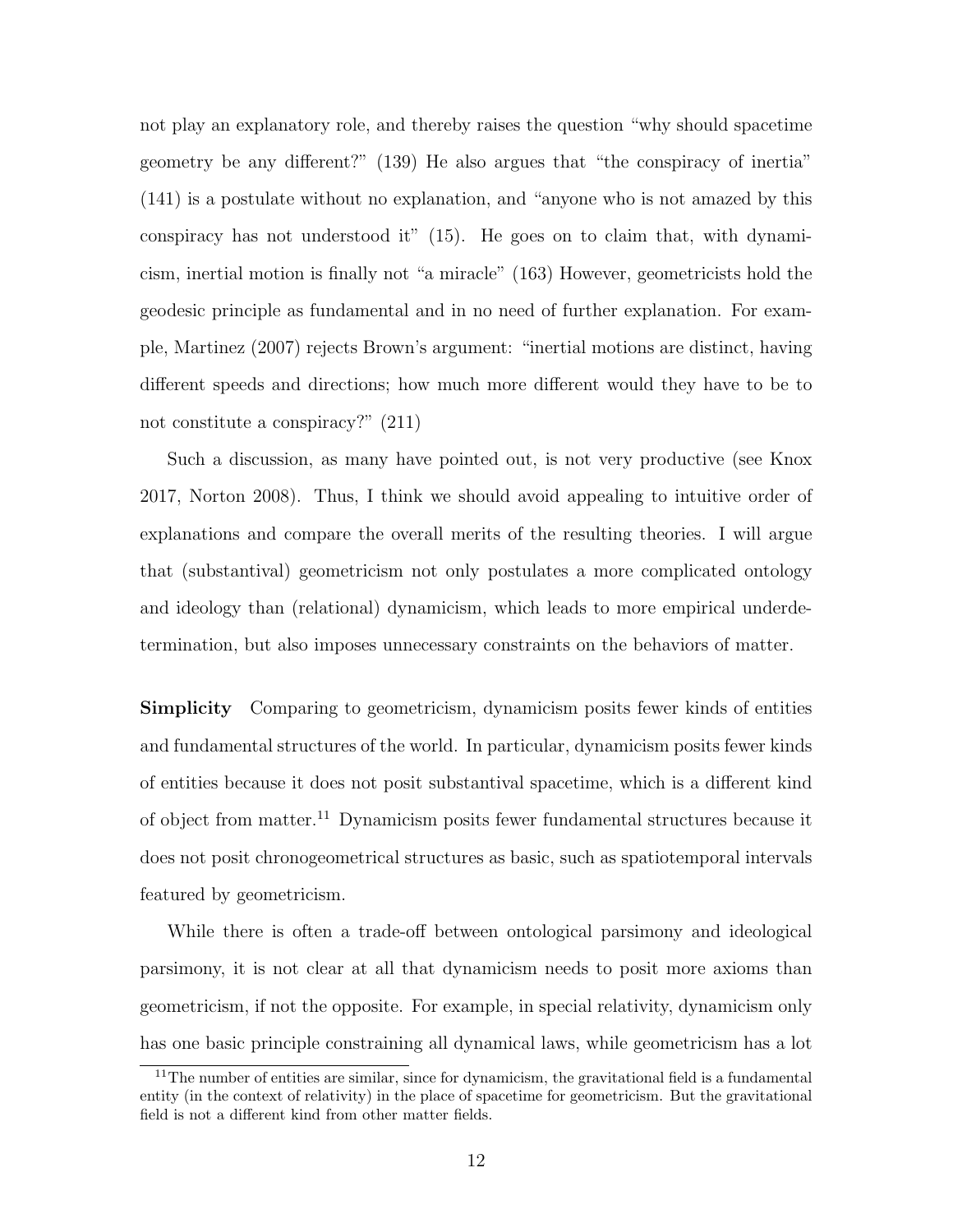not play an explanatory role, and thereby raises the question "why should spacetime geometry be any different?" (139) He also argues that "the conspiracy of inertia" (141) is a postulate without no explanation, and "anyone who is not amazed by this conspiracy has not understood it" (15). He goes on to claim that, with dynamicism, inertial motion is finally not "a miracle" (163) However, geometricists hold the geodesic principle as fundamental and in no need of further explanation. For example, Martinez (2007) rejects Brown's argument: "inertial motions are distinct, having different speeds and directions; how much more different would they have to be to not constitute a conspiracy?" (211)

Such a discussion, as many have pointed out, is not very productive (see Knox 2017, Norton 2008). Thus, I think we should avoid appealing to intuitive order of explanations and compare the overall merits of the resulting theories. I will argue that (substantival) geometricism not only postulates a more complicated ontology and ideology than (relational) dynamicism, which leads to more empirical underdetermination, but also imposes unnecessary constraints on the behaviors of matter.

**Simplicity** Comparing to geometricism, dynamicism posits fewer kinds of entities and fundamental structures of the world. In particular, dynamicism posits fewer kinds of entities because it does not posit substantival spacetime, which is a different kind of object from matter.[11] Dynamicism posits fewer fundamental structures because it does not posit chronogeometrical structures as basic, such as spatiotemporal intervals featured by geometricism.

While there is often a trade-off between ontological parsimony and ideological parsimony, it is not clear at all that dynamicism needs to posit more axioms than geometricism, if not the opposite. For example, in special relativity, dynamicism only has one basic principle constraining all dynamical laws, while geometricism has a lot

[11] The number of entities are similar, since for dynamicism, the gravitational field is a fundamental entity (in the context of relativity) in the place of spacetime for geometricism. But the gravitational field is not a different kind from other matter fields.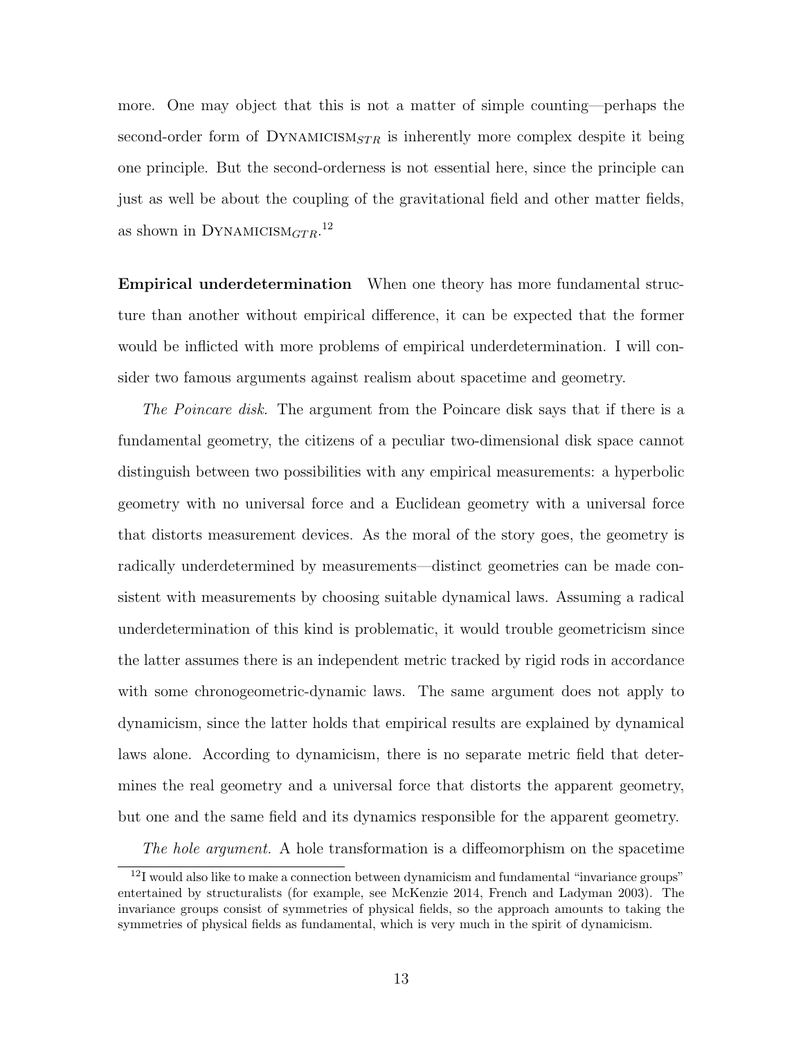more. One may object that this is not a matter of simple counting—perhaps the second-order form of DYNAMICISM$_{STR}$ is inherently more complex despite it being one principle. But the second-orderness is not essential here, since the principle can just as well be about the coupling of the gravitational field and other matter fields, as shown in DYNAMICISM$_{GTR}$.[12]

**Empirical underdetermination** When one theory has more fundamental structure than another without empirical difference, it can be expected that the former would be inflicted with more problems of empirical underdetermination. I will consider two famous arguments against realism about spacetime and geometry.

*The Poincare disk.* The argument from the Poincare disk says that if there is a fundamental geometry, the citizens of a peculiar two-dimensional disk space cannot distinguish between two possibilities with any empirical measurements: a hyperbolic geometry with no universal force and a Euclidean geometry with a universal force that distorts measurement devices. As the moral of the story goes, the geometry is radically underdetermined by measurements—distinct geometries can be made consistent with measurements by choosing suitable dynamical laws. Assuming a radical underdetermination of this kind is problematic, it would trouble geometricism since the latter assumes there is an independent metric tracked by rigid rods in accordance with some chronogeometric-dynamic laws. The same argument does not apply to dynamicism, since the latter holds that empirical results are explained by dynamical laws alone. According to dynamicism, there is no separate metric field that determines the real geometry and a universal force that distorts the apparent geometry, but one and the same field and its dynamics responsible for the apparent geometry.

*The hole argument.* A hole transformation is a diffeomorphism on the spacetime

[12] I would also like to make a connection between dynamicism and fundamental "invariance groups" entertained by structuralists (for example, see McKenzie 2014, French and Ladyman 2003). The invariance groups consist of symmetries of physical fields, so the approach amounts to taking the symmetries of physical fields as fundamental, which is very much in the spirit of dynamicism.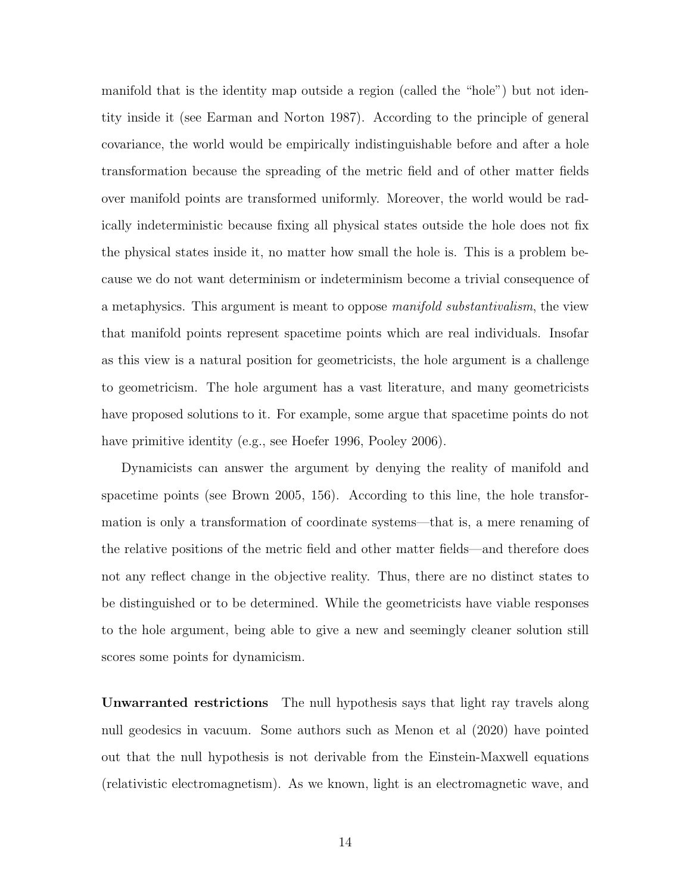manifold that is the identity map outside a region (called the "hole") but not identity inside it (see Earman and Norton 1987). According to the principle of general covariance, the world would be empirically indistinguishable before and after a hole transformation because the spreading of the metric field and of other matter fields over manifold points are transformed uniformly. Moreover, the world would be radically indeterministic because fixing all physical states outside the hole does not fix the physical states inside it, no matter how small the hole is. This is a problem because we do not want determinism or indeterminism become a trivial consequence of a metaphysics. This argument is meant to oppose *manifold substantivalism*, the view that manifold points represent spacetime points which are real individuals. Insofar as this view is a natural position for geometricists, the hole argument is a challenge to geometricism. The hole argument has a vast literature, and many geometricists have proposed solutions to it. For example, some argue that spacetime points do not have primitive identity (e.g., see Hoefer 1996, Pooley 2006).

Dynamicists can answer the argument by denying the reality of manifold and spacetime points (see Brown 2005, 156). According to this line, the hole transformation is only a transformation of coordinate systems—that is, a mere renaming of the relative positions of the metric field and other matter fields—and therefore does not any reflect change in the objective reality. Thus, there are no distinct states to be distinguished or to be determined. While the geometricists have viable responses to the hole argument, being able to give a new and seemingly cleaner solution still scores some points for dynamicism.

**Unwarranted restrictions** The null hypothesis says that light ray travels along null geodesics in vacuum. Some authors such as Menon et al (2020) have pointed out that the null hypothesis is not derivable from the Einstein-Maxwell equations (relativistic electromagnetism). As we known, light is an electromagnetic wave, and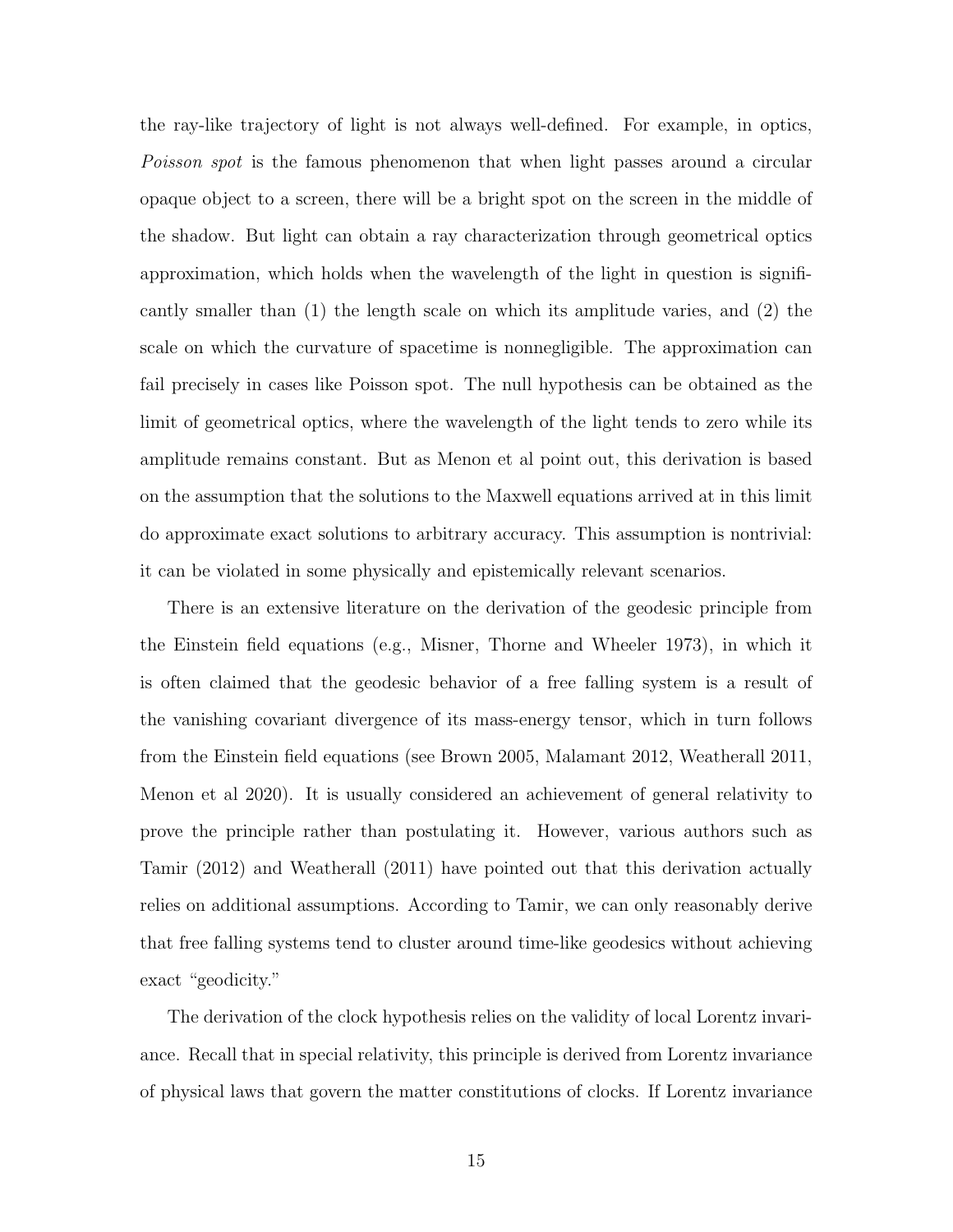the ray-like trajectory of light is not always well-defined. For example, in optics, *Poisson spot* is the famous phenomenon that when light passes around a circular opaque object to a screen, there will be a bright spot on the screen in the middle of the shadow. But light can obtain a ray characterization through geometrical optics approximation, which holds when the wavelength of the light in question is significantly smaller than (1) the length scale on which its amplitude varies, and (2) the scale on which the curvature of spacetime is nonnegligible. The approximation can fail precisely in cases like Poisson spot. The null hypothesis can be obtained as the limit of geometrical optics, where the wavelength of the light tends to zero while its amplitude remains constant. But as Menon et al point out, this derivation is based on the assumption that the solutions to the Maxwell equations arrived at in this limit do approximate exact solutions to arbitrary accuracy. This assumption is nontrivial: it can be violated in some physically and epistemically relevant scenarios.

There is an extensive literature on the derivation of the geodesic principle from the Einstein field equations (e.g., Misner, Thorne and Wheeler 1973), in which it is often claimed that the geodesic behavior of a free falling system is a result of the vanishing covariant divergence of its mass-energy tensor, which in turn follows from the Einstein field equations (see Brown 2005, Malamant 2012, Weatherall 2011, Menon et al 2020). It is usually considered an achievement of general relativity to prove the principle rather than postulating it. However, various authors such as Tamir (2012) and Weatherall (2011) have pointed out that this derivation actually relies on additional assumptions. According to Tamir, we can only reasonably derive that free falling systems tend to cluster around time-like geodesics without achieving exact "geodicity."

The derivation of the clock hypothesis relies on the validity of local Lorentz invariance. Recall that in special relativity, this principle is derived from Lorentz invariance of physical laws that govern the matter constitutions of clocks. If Lorentz invariance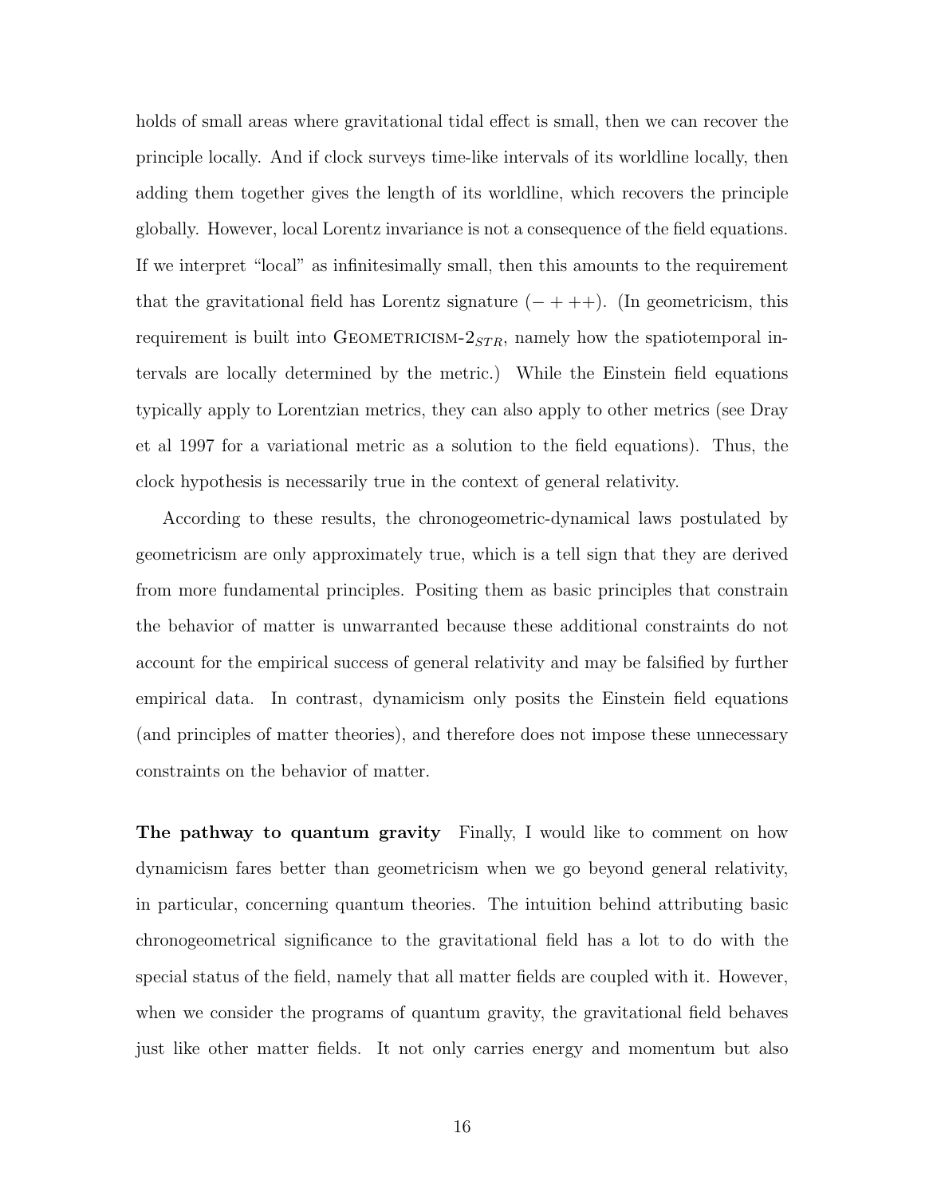holds of small areas where gravitational tidal effect is small, then we can recover the principle locally. And if clock surveys time-like intervals of its worldline locally, then adding them together gives the length of its worldline, which recovers the principle globally. However, local Lorentz invariance is not a consequence of the field equations. If we interpret "local" as infinitesimally small, then this amounts to the requirement that the gravitational field has Lorentz signature $(- + ++)$. (In geometricism, this requirement is built into GEOMETRICISM-$2_{STR}$, namely how the spatiotemporal intervals are locally determined by the metric.) While the Einstein field equations typically apply to Lorentzian metrics, they can also apply to other metrics (see Dray et al 1997 for a variational metric as a solution to the field equations). Thus, the clock hypothesis is necessarily true in the context of general relativity.

According to these results, the chronogeometric-dynamical laws postulated by geometricism are only approximately true, which is a tell sign that they are derived from more fundamental principles. Positing them as basic principles that constrain the behavior of matter is unwarranted because these additional constraints do not account for the empirical success of general relativity and may be falsified by further empirical data. In contrast, dynamicism only posits the Einstein field equations (and principles of matter theories), and therefore does not impose these unnecessary constraints on the behavior of matter.

**The pathway to quantum gravity** Finally, I would like to comment on how dynamicism fares better than geometricism when we go beyond general relativity, in particular, concerning quantum theories. The intuition behind attributing basic chronogeometrical significance to the gravitational field has a lot to do with the special status of the field, namely that all matter fields are coupled with it. However, when we consider the programs of quantum gravity, the gravitational field behaves just like other matter fields. It not only carries energy and momentum but also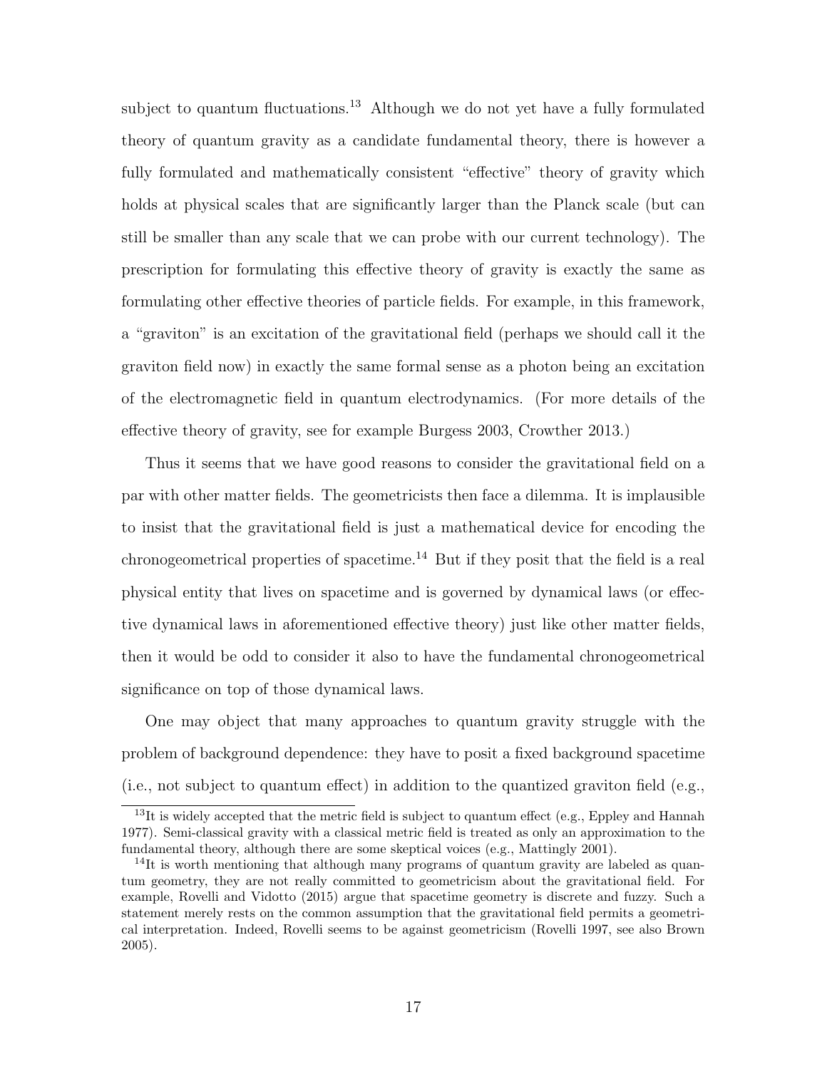subject to quantum fluctuations.[13] Although we do not yet have a fully formulated theory of quantum gravity as a candidate fundamental theory, there is however a fully formulated and mathematically consistent "effective" theory of gravity which holds at physical scales that are significantly larger than the Planck scale (but can still be smaller than any scale that we can probe with our current technology). The prescription for formulating this effective theory of gravity is exactly the same as formulating other effective theories of particle fields. For example, in this framework, a "graviton" is an excitation of the gravitational field (perhaps we should call it the graviton field now) in exactly the same formal sense as a photon being an excitation of the electromagnetic field in quantum electrodynamics. (For more details of the effective theory of gravity, see for example Burgess 2003, Crowther 2013.)

Thus it seems that we have good reasons to consider the gravitational field on a par with other matter fields. The geometricists then face a dilemma. It is implausible to insist that the gravitational field is just a mathematical device for encoding the chronogeometrical properties of spacetime.[14] But if they posit that the field is a real physical entity that lives on spacetime and is governed by dynamical laws (or effective dynamical laws in aforementioned effective theory) just like other matter fields, then it would be odd to consider it also to have the fundamental chronogeometrical significance on top of those dynamical laws.

One may object that many approaches to quantum gravity struggle with the problem of background dependence: they have to posit a fixed background spacetime (i.e., not subject to quantum effect) in addition to the quantized graviton field (e.g.,

[13] It is widely accepted that the metric field is subject to quantum effect (e.g., Eppley and Hannah 1977). Semi-classical gravity with a classical metric field is treated as only an approximation to the fundamental theory, although there are some skeptical voices (e.g., Mattingly 2001).

[14] It is worth mentioning that although many programs of quantum gravity are labeled as quantum geometry, they are not really committed to geometricism about the gravitational field. For example, Rovelli and Vidotto (2015) argue that spacetime geometry is discrete and fuzzy. Such a statement merely rests on the common assumption that the gravitational field permits a geometrical interpretation. Indeed, Rovelli seems to be against geometricism (Rovelli 1997, see also Brown 2005).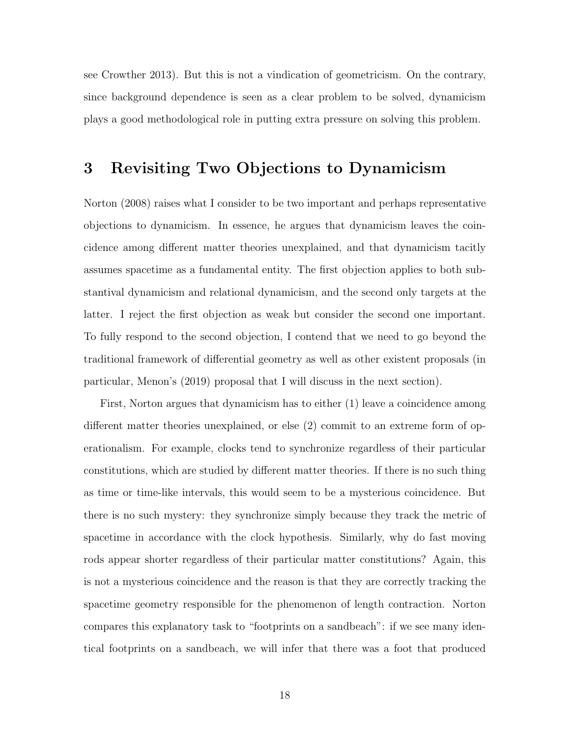see Crowther 2013). But this is not a vindication of geometricism. On the contrary, since background dependence is seen as a clear problem to be solved, dynamicism plays a good methodological role in putting extra pressure on solving this problem.

## 3 Revisiting Two Objections to Dynamicism

Norton (2008) raises what I consider to be two important and perhaps representative objections to dynamicism. In essence, he argues that dynamicism leaves the coincidence among different matter theories unexplained, and that dynamicism tacitly assumes spacetime as a fundamental entity. The first objection applies to both substantival dynamicism and relational dynamicism, and the second only targets at the latter. I reject the first objection as weak but consider the second one important. To fully respond to the second objection, I contend that we need to go beyond the traditional framework of differential geometry as well as other existent proposals (in particular, Menon's (2019) proposal that I will discuss in the next section).

First, Norton argues that dynamicism has to either (1) leave a coincidence among different matter theories unexplained, or else (2) commit to an extreme form of operationalism. For example, clocks tend to synchronize regardless of their particular constitutions, which are studied by different matter theories. If there is no such thing as time or time-like intervals, this would seem to be a mysterious coincidence. But there is no such mystery: they synchronize simply because they track the metric of spacetime in accordance with the clock hypothesis. Similarly, why do fast moving rods appear shorter regardless of their particular matter constitutions? Again, this is not a mysterious coincidence and the reason is that they are correctly tracking the spacetime geometry responsible for the phenomenon of length contraction. Norton compares this explanatory task to "footprints on a sandbeach": if we see many identical footprints on a sandbeach, we will infer that there was a foot that produced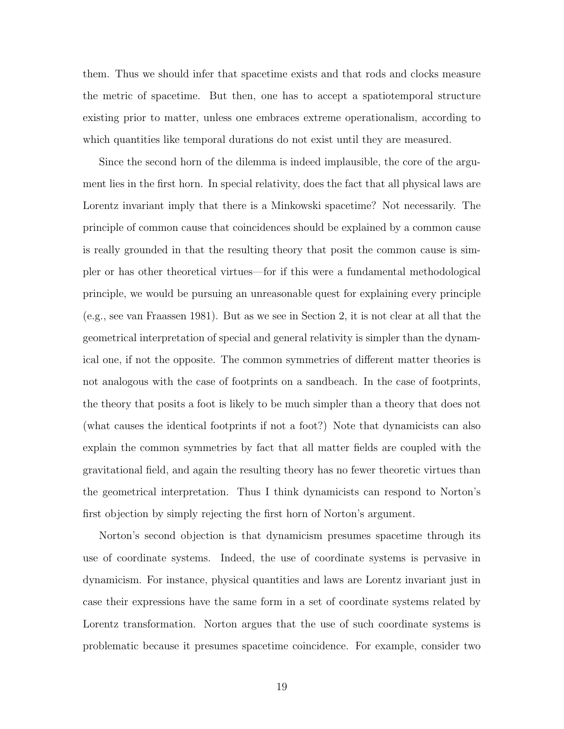them. Thus we should infer that spacetime exists and that rods and clocks measure the metric of spacetime. But then, one has to accept a spatiotemporal structure existing prior to matter, unless one embraces extreme operationalism, according to which quantities like temporal durations do not exist until they are measured.

Since the second horn of the dilemma is indeed implausible, the core of the argument lies in the first horn. In special relativity, does the fact that all physical laws are Lorentz invariant imply that there is a Minkowski spacetime? Not necessarily. The principle of common cause that coincidences should be explained by a common cause is really grounded in that the resulting theory that posit the common cause is simpler or has other theoretical virtues—for if this were a fundamental methodological principle, we would be pursuing an unreasonable quest for explaining every principle (e.g., see van Fraassen 1981). But as we see in Section 2, it is not clear at all that the geometrical interpretation of special and general relativity is simpler than the dynamical one, if not the opposite. The common symmetries of different matter theories is not analogous with the case of footprints on a sandbeach. In the case of footprints, the theory that posits a foot is likely to be much simpler than a theory that does not (what causes the identical footprints if not a foot?) Note that dynamicists can also explain the common symmetries by fact that all matter fields are coupled with the gravitational field, and again the resulting theory has no fewer theoretic virtues than the geometrical interpretation. Thus I think dynamicists can respond to Norton's first objection by simply rejecting the first horn of Norton's argument.

Norton's second objection is that dynamicism presumes spacetime through its use of coordinate systems. Indeed, the use of coordinate systems is pervasive in dynamicism. For instance, physical quantities and laws are Lorentz invariant just in case their expressions have the same form in a set of coordinate systems related by Lorentz transformation. Norton argues that the use of such coordinate systems is problematic because it presumes spacetime coincidence. For example, consider two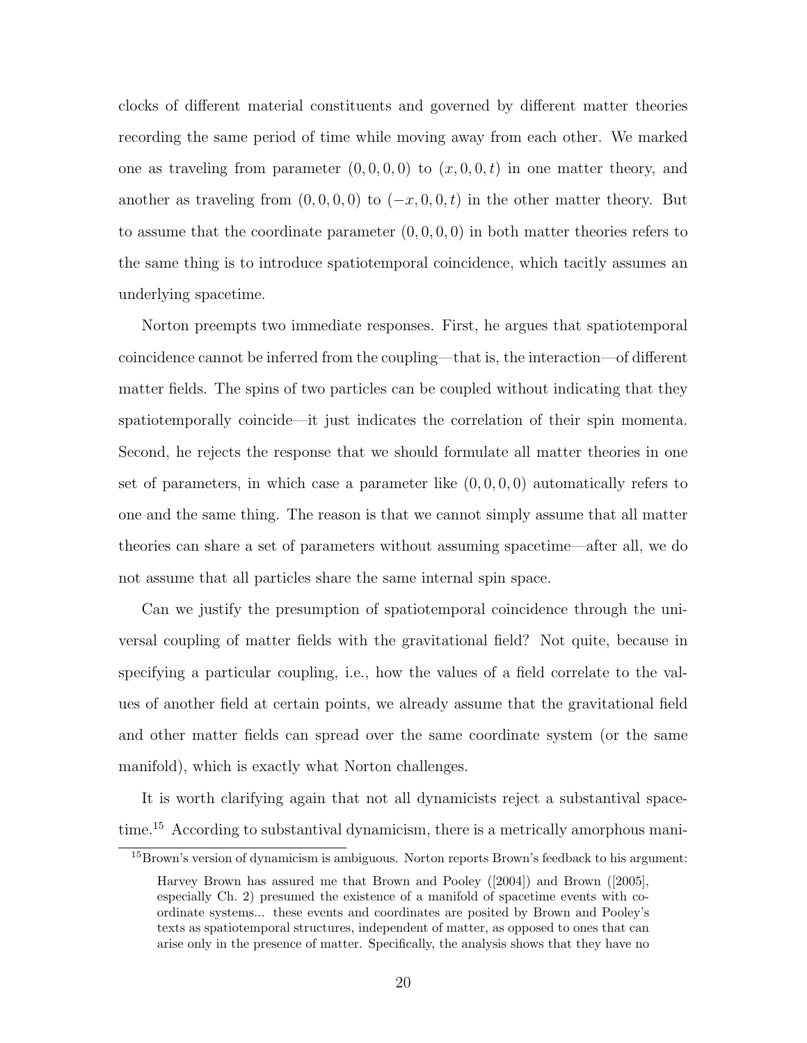clocks of different material constituents and governed by different matter theories recording the same period of time while moving away from each other. We marked one as traveling from parameter $(0, 0, 0, 0)$ to $(x, 0, 0, t)$ in one matter theory, and another as traveling from $(0, 0, 0, 0)$ to $(-x, 0, 0, t)$ in the other matter theory. But to assume that the coordinate parameter $(0, 0, 0, 0)$ in both matter theories refers to the same thing is to introduce spatiotemporal coincidence, which tacitly assumes an underlying spacetime.

Norton preempts two immediate responses. First, he argues that spatiotemporal coincidence cannot be inferred from the coupling—that is, the interaction—of different matter fields. The spins of two particles can be coupled without indicating that they spatiotemporally coincide—it just indicates the correlation of their spin momenta. Second, he rejects the response that we should formulate all matter theories in one set of parameters, in which case a parameter like $(0, 0, 0, 0)$ automatically refers to one and the same thing. The reason is that we cannot simply assume that all matter theories can share a set of parameters without assuming spacetime—after all, we do not assume that all particles share the same internal spin space.

Can we justify the presumption of spatiotemporal coincidence through the universal coupling of matter fields with the gravitational field? Not quite, because in specifying a particular coupling, i.e., how the values of a field correlate to the values of another field at certain points, we already assume that the gravitational field and other matter fields can spread over the same coordinate system (or the same manifold), which is exactly what Norton challenges.

It is worth clarifying again that not all dynamicists reject a substantival spacetime.[15] According to substantival dynamicism, there is a metrically amorphous mani-

[15] Brown's version of dynamicism is ambiguous. Norton reports Brown's feedback to his argument:

> Harvey Brown has assured me that Brown and Pooley ([2004]) and Brown ([2005], especially Ch. 2) presumed the existence of a manifold of spacetime events with coordinate systems... these events and coordinates are posited by Brown and Pooley's texts as spatiotemporal structures, independent of matter, as opposed to ones that can arise only in the presence of matter. Specifically, the analysis shows that they have no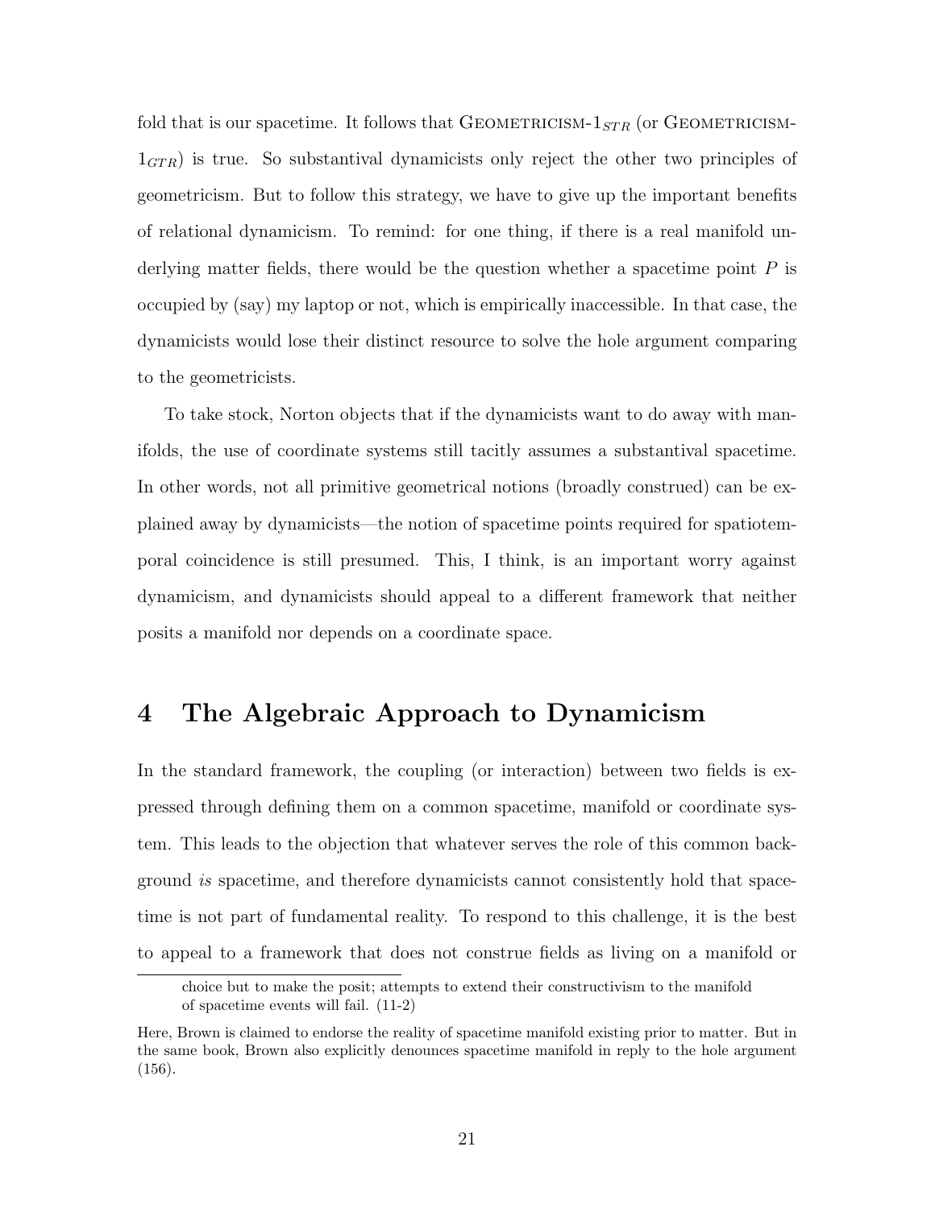fold that is our spacetime. It follows that GEOMETRICISM-$1_{STR}$ (or GEOMETRICISM-$1_{GTR}$) is true. So substantival dynamicists only reject the other two principles of geometricism. But to follow this strategy, we have to give up the important benefits of relational dynamicism. To remind: for one thing, if there is a real manifold underlying matter fields, there would be the question whether a spacetime point $P$ is occupied by (say) my laptop or not, which is empirically inaccessible. In that case, the dynamicists would lose their distinct resource to solve the hole argument comparing to the geometricists.

To take stock, Norton objects that if the dynamicists want to do away with manifolds, the use of coordinate systems still tacitly assumes a substantival spacetime. In other words, not all primitive geometrical notions (broadly construed) can be explained away by dynamicists—the notion of spacetime points required for spatiotemporal coincidence is still presumed. This, I think, is an important worry against dynamicism, and dynamicists should appeal to a different framework that neither posits a manifold nor depends on a coordinate space.

## 4 The Algebraic Approach to Dynamicism

In the standard framework, the coupling (or interaction) between two fields is expressed through defining them on a common spacetime, manifold or coordinate system. This leads to the objection that whatever serves the role of this common background *is* spacetime, and therefore dynamicists cannot consistently hold that spacetime is not part of fundamental reality. To respond to this challenge, it is the best to appeal to a framework that does not construe fields as living on a manifold or

> choice but to make the posit; attempts to extend their constructivism to the manifold of spacetime events will fail. (11-2)

Here, Brown is claimed to endorse the reality of spacetime manifold existing prior to matter. But in the same book, Brown also explicitly denounces spacetime manifold in reply to the hole argument (156).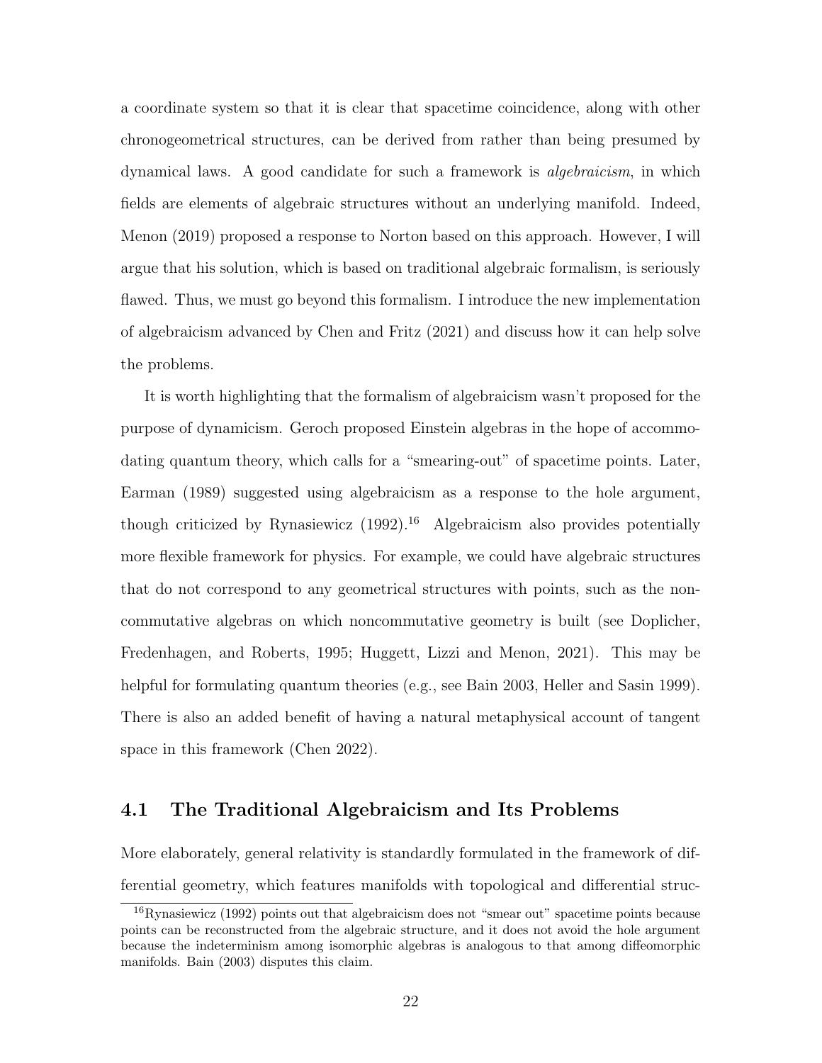a coordinate system so that it is clear that spacetime coincidence, along with other chronogeometrical structures, can be derived from rather than being presumed by dynamical laws. A good candidate for such a framework is *algebraicism*, in which fields are elements of algebraic structures without an underlying manifold. Indeed, Menon (2019) proposed a response to Norton based on this approach. However, I will argue that his solution, which is based on traditional algebraic formalism, is seriously flawed. Thus, we must go beyond this formalism. I introduce the new implementation of algebraicism advanced by Chen and Fritz (2021) and discuss how it can help solve the problems.

It is worth highlighting that the formalism of algebraicism wasn't proposed for the purpose of dynamicism. Geroch proposed Einstein algebras in the hope of accommodating quantum theory, which calls for a "smearing-out" of spacetime points. Later, Earman (1989) suggested using algebraicism as a response to the hole argument, though criticized by Rynasiewicz (1992).[16] Algebraicism also provides potentially more flexible framework for physics. For example, we could have algebraic structures that do not correspond to any geometrical structures with points, such as the noncommutative algebras on which noncommutative geometry is built (see Doplicher, Fredenhagen, and Roberts, 1995; Huggett, Lizzi and Menon, 2021). This may be helpful for formulating quantum theories (e.g., see Bain 2003, Heller and Sasin 1999). There is also an added benefit of having a natural metaphysical account of tangent space in this framework (Chen 2022).

## 4.1 The Traditional Algebraicism and Its Problems

More elaborately, general relativity is standardly formulated in the framework of differential geometry, which features manifolds with topological and differential struc-

[16] Rynasiewicz (1992) points out that algebraicism does not "smear out" spacetime points because points can be reconstructed from the algebraic structure, and it does not avoid the hole argument because the indeterminism among isomorphic algebras is analogous to that among diffeomorphic manifolds. Bain (2003) disputes this claim.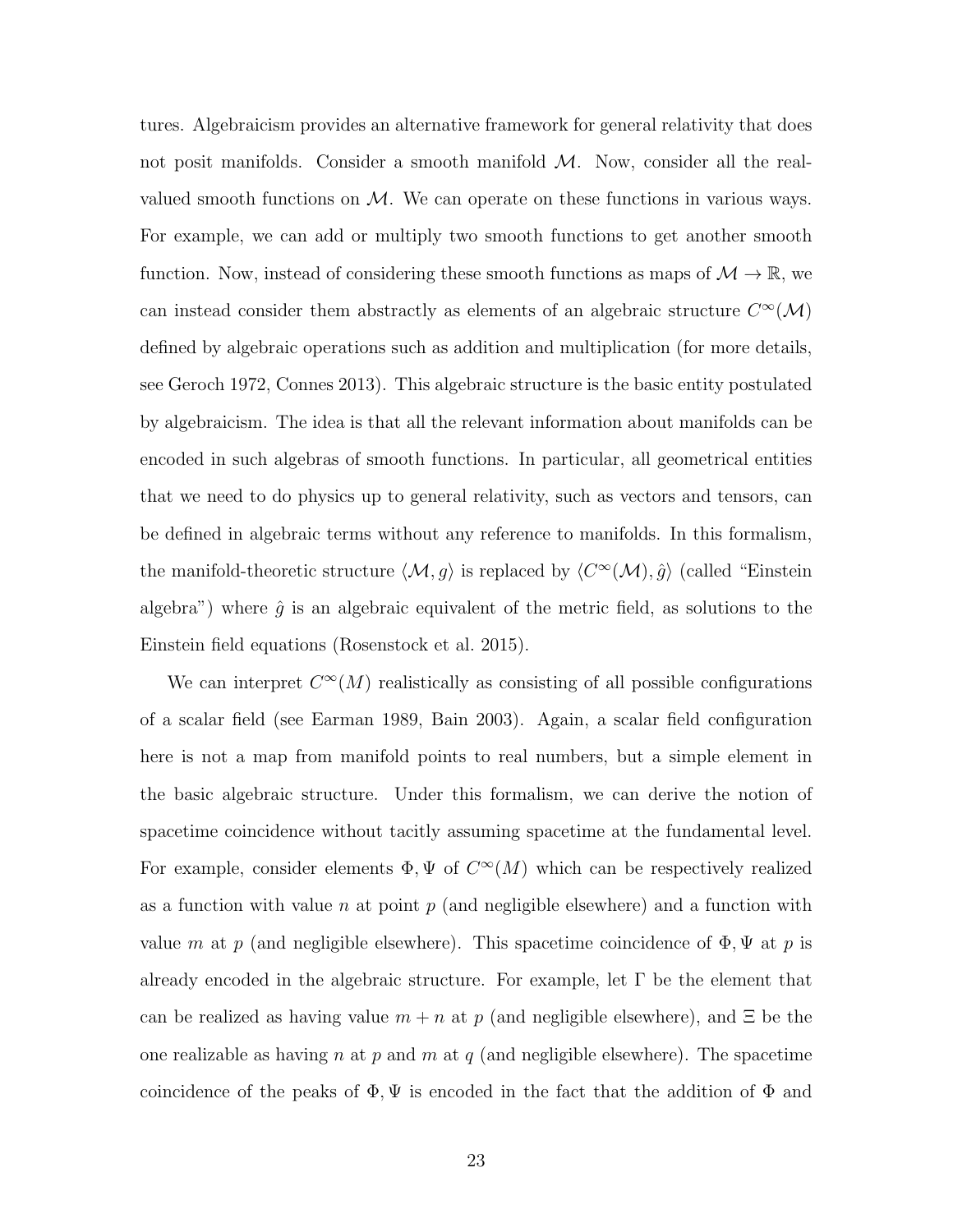tures. Algebraicism provides an alternative framework for general relativity that does not posit manifolds. Consider a smooth manifold $\mathcal{M}$. Now, consider all the real-valued smooth functions on $\mathcal{M}$. We can operate on these functions in various ways. For example, we can add or multiply two smooth functions to get another smooth function. Now, instead of considering these smooth functions as maps of $\mathcal{M} \to \mathbb{R}$, we can instead consider them abstractly as elements of an algebraic structure $C^\infty(\mathcal{M})$ defined by algebraic operations such as addition and multiplication (for more details, see Geroch 1972, Connes 2013). This algebraic structure is the basic entity postulated by algebraicism. The idea is that all the relevant information about manifolds can be encoded in such algebras of smooth functions. In particular, all geometrical entities that we need to do physics up to general relativity, such as vectors and tensors, can be defined in algebraic terms without any reference to manifolds. In this formalism, the manifold-theoretic structure $\langle \mathcal{M}, g \rangle$ is replaced by $\langle C^\infty(\mathcal{M}), \hat{g} \rangle$ (called "Einstein algebra") where $\hat{g}$ is an algebraic equivalent of the metric field, as solutions to the Einstein field equations (Rosenstock et al. 2015).

We can interpret $C^\infty(M)$ realistically as consisting of all possible configurations of a scalar field (see Earman 1989, Bain 2003). Again, a scalar field configuration here is not a map from manifold points to real numbers, but a simple element in the basic algebraic structure. Under this formalism, we can derive the notion of spacetime coincidence without tacitly assuming spacetime at the fundamental level. For example, consider elements $\Phi, \Psi$ of $C^\infty(M)$ which can be respectively realized as a function with value $n$ at point $p$ (and negligible elsewhere) and a function with value $m$ at $p$ (and negligible elsewhere). This spacetime coincidence of $\Phi, \Psi$ at $p$ is already encoded in the algebraic structure. For example, let $\Gamma$ be the element that can be realized as having value $m + n$ at $p$ (and negligible elsewhere), and $\Xi$ be the one realizable as having $n$ at $p$ and $m$ at $q$ (and negligible elsewhere). The spacetime coincidence of the peaks of $\Phi, \Psi$ is encoded in the fact that the addition of $\Phi$ and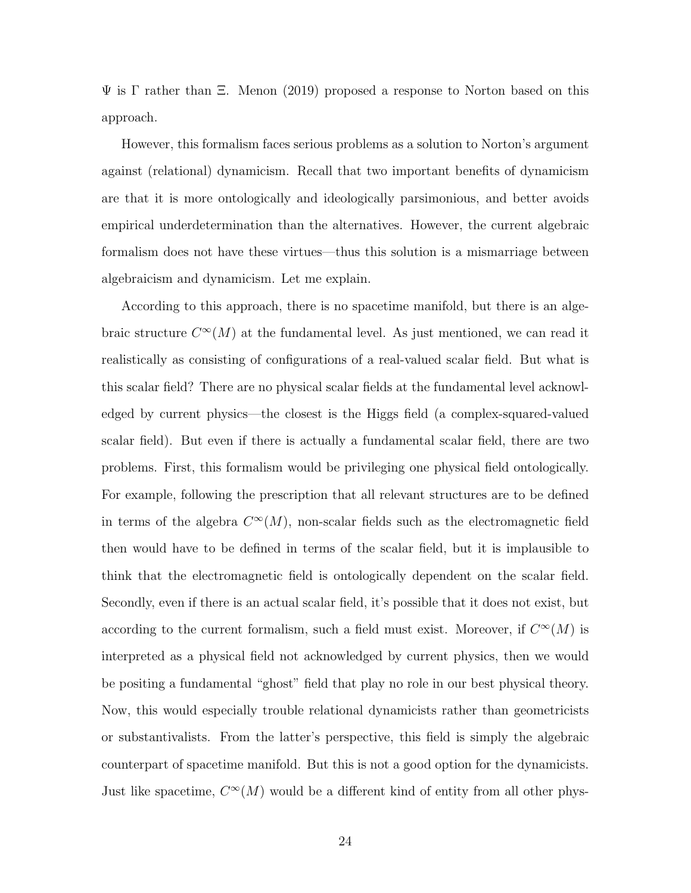$\Psi$ is $\Gamma$ rather than $\Xi$. Menon (2019) proposed a response to Norton based on this approach.

However, this formalism faces serious problems as a solution to Norton's argument against (relational) dynamicism. Recall that two important benefits of dynamicism are that it is more ontologically and ideologically parsimonious, and better avoids empirical underdetermination than the alternatives. However, the current algebraic formalism does not have these virtues—thus this solution is a mismarriage between algebraicism and dynamicism. Let me explain.

According to this approach, there is no spacetime manifold, but there is an algebraic structure $C^\infty(M)$ at the fundamental level. As just mentioned, we can read it realistically as consisting of configurations of a real-valued scalar field. But what is this scalar field? There are no physical scalar fields at the fundamental level acknowledged by current physics—the closest is the Higgs field (a complex-squared-valued scalar field). But even if there is actually a fundamental scalar field, there are two problems. First, this formalism would be privileging one physical field ontologically. For example, following the prescription that all relevant structures are to be defined in terms of the algebra $C^\infty(M)$, non-scalar fields such as the electromagnetic field then would have to be defined in terms of the scalar field, but it is implausible to think that the electromagnetic field is ontologically dependent on the scalar field. Secondly, even if there is an actual scalar field, it's possible that it does not exist, but according to the current formalism, such a field must exist. Moreover, if $C^\infty(M)$ is interpreted as a physical field not acknowledged by current physics, then we would be positing a fundamental "ghost" field that play no role in our best physical theory. Now, this would especially trouble relational dynamicists rather than geometricists or substantivalists. From the latter's perspective, this field is simply the algebraic counterpart of spacetime manifold. But this is not a good option for the dynamicists. Just like spacetime, $C^\infty(M)$ would be a different kind of entity from all other phys-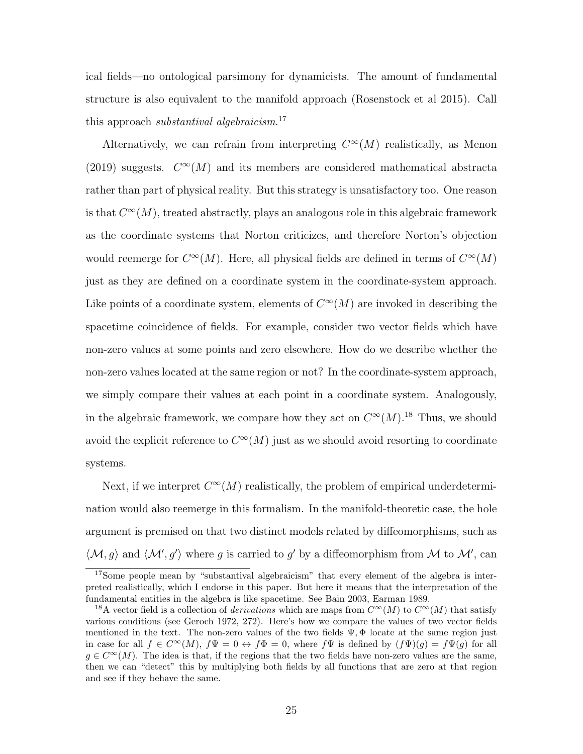ical fields—no ontological parsimony for dynamicists. The amount of fundamental structure is also equivalent to the manifold approach (Rosenstock et al 2015). Call this approach *substantival algebraicism*.[17]

Alternatively, we can refrain from interpreting $C^\infty(M)$ realistically, as Menon (2019) suggests. $C^\infty(M)$ and its members are considered mathematical abstracta rather than part of physical reality. But this strategy is unsatisfactory too. One reason is that $C^\infty(M)$, treated abstractly, plays an analogous role in this algebraic framework as the coordinate systems that Norton criticizes, and therefore Norton's objection would reemerge for $C^\infty(M)$. Here, all physical fields are defined in terms of $C^\infty(M)$ just as they are defined on a coordinate system in the coordinate-system approach. Like points of a coordinate system, elements of $C^\infty(M)$ are invoked in describing the spacetime coincidence of fields. For example, consider two vector fields which have non-zero values at some points and zero elsewhere. How do we describe whether the non-zero values located at the same region or not? In the coordinate-system approach, we simply compare their values at each point in a coordinate system. Analogously, in the algebraic framework, we compare how they act on $C^\infty(M)$.[18] Thus, we should avoid the explicit reference to $C^\infty(M)$ just as we should avoid resorting to coordinate systems.

Next, if we interpret $C^\infty(M)$ realistically, the problem of empirical underdetermination would also reemerge in this formalism. In the manifold-theoretic case, the hole argument is premised on that two distinct models related by diffeomorphisms, such as $\langle \mathcal{M}, g \rangle$ and $\langle \mathcal{M}', g' \rangle$ where $g$ is carried to $g'$ by a diffeomorphism from $\mathcal{M}$ to $\mathcal{M}'$, can

[17] Some people mean by "substantival algebraicism" that every element of the algebra is interpreted realistically, which I endorse in this paper. But here it means that the interpretation of the fundamental entities in the algebra is like spacetime. See Bain 2003, Earman 1989.

[18] A vector field is a collection of *derivations* which are maps from $C^\infty(M)$ to $C^\infty(M)$ that satisfy various conditions (see Geroch 1972, 272). Here's how we compare the values of two vector fields mentioned in the text. The non-zero values of the two fields $\Psi, \Phi$ locate at the same region just in case for all $f \in C^\infty(M)$, $f\Psi = 0 \leftrightarrow f\Phi = 0$, where $f\Psi$ is defined by $(f\Psi)(g) = f\Psi(g)$ for all $g \in C^\infty(M)$. The idea is that, if the regions that the two fields have non-zero values are the same, then we can "detect" this by multiplying both fields by all functions that are zero at that region and see if they behave the same.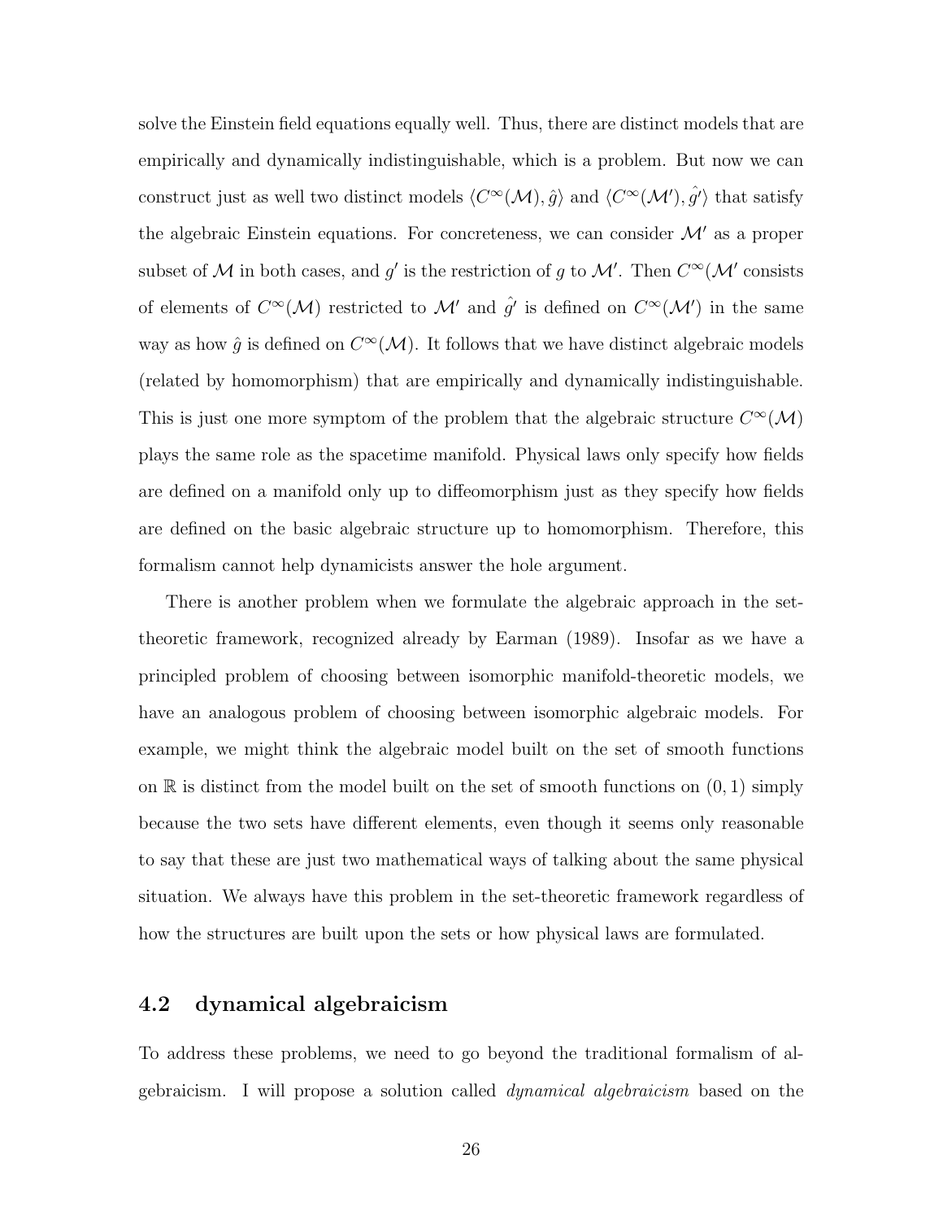solve the Einstein field equations equally well. Thus, there are distinct models that are empirically and dynamically indistinguishable, which is a problem. But now we can construct just as well two distinct models $\langle C^\infty(\mathcal{M}), \hat{g}\rangle$ and $\langle C^\infty(\mathcal{M}'), \hat{g'}\rangle$ that satisfy the algebraic Einstein equations. For concreteness, we can consider $\mathcal{M}'$ as a proper subset of $\mathcal{M}$ in both cases, and $g'$ is the restriction of $g$ to $\mathcal{M}'$. Then $C^\infty(\mathcal{M}'$ consists of elements of $C^\infty(\mathcal{M})$ restricted to $\mathcal{M}'$ and $\hat{g}'$ is defined on $C^\infty(\mathcal{M}')$ in the same way as how $\hat{g}$ is defined on $C^\infty(\mathcal{M})$. It follows that we have distinct algebraic models (related by homomorphism) that are empirically and dynamically indistinguishable. This is just one more symptom of the problem that the algebraic structure $C^\infty(\mathcal{M})$ plays the same role as the spacetime manifold. Physical laws only specify how fields are defined on a manifold only up to diffeomorphism just as they specify how fields are defined on the basic algebraic structure up to homomorphism. Therefore, this formalism cannot help dynamicists answer the hole argument.

There is another problem when we formulate the algebraic approach in the set-theoretic framework, recognized already by Earman (1989). Insofar as we have a principled problem of choosing between isomorphic manifold-theoretic models, we have an analogous problem of choosing between isomorphic algebraic models. For example, we might think the algebraic model built on the set of smooth functions on $\mathbb{R}$ is distinct from the model built on the set of smooth functions on $(0, 1)$ simply because the two sets have different elements, even though it seems only reasonable to say that these are just two mathematical ways of talking about the same physical situation. We always have this problem in the set-theoretic framework regardless of how the structures are built upon the sets or how physical laws are formulated.

## 4.2 dynamical algebraicism

To address these problems, we need to go beyond the traditional formalism of algebraicism. I will propose a solution called *dynamical algebraicism* based on the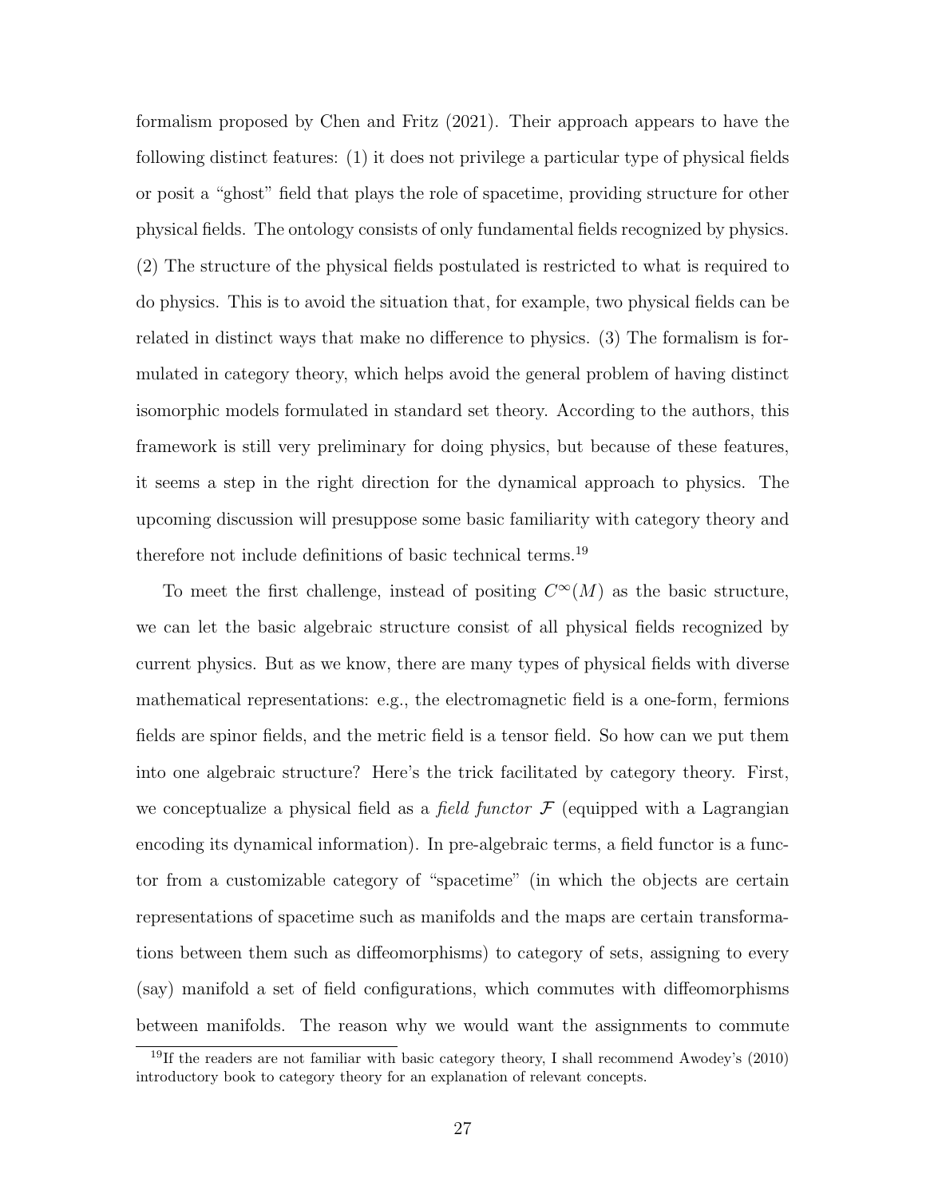formalism proposed by Chen and Fritz (2021). Their approach appears to have the following distinct features: (1) it does not privilege a particular type of physical fields or posit a "ghost" field that plays the role of spacetime, providing structure for other physical fields. The ontology consists of only fundamental fields recognized by physics. (2) The structure of the physical fields postulated is restricted to what is required to do physics. This is to avoid the situation that, for example, two physical fields can be related in distinct ways that make no difference to physics. (3) The formalism is formulated in category theory, which helps avoid the general problem of having distinct isomorphic models formulated in standard set theory. According to the authors, this framework is still very preliminary for doing physics, but because of these features, it seems a step in the right direction for the dynamical approach to physics. The upcoming discussion will presuppose some basic familiarity with category theory and therefore not include definitions of basic technical terms.[19]

To meet the first challenge, instead of positing $C^\infty(M)$ as the basic structure, we can let the basic algebraic structure consist of all physical fields recognized by current physics. But as we know, there are many types of physical fields with diverse mathematical representations: e.g., the electromagnetic field is a one-form, fermions fields are spinor fields, and the metric field is a tensor field. So how can we put them into one algebraic structure? Here's the trick facilitated by category theory. First, we conceptualize a physical field as a *field functor* $\mathcal{F}$ (equipped with a Lagrangian encoding its dynamical information). In pre-algebraic terms, a field functor is a functor from a customizable category of "spacetime" (in which the objects are certain representations of spacetime such as manifolds and the maps are certain transformations between them such as diffeomorphisms) to category of sets, assigning to every (say) manifold a set of field configurations, which commutes with diffeomorphisms between manifolds. The reason why we would want the assignments to commute

[19] If the readers are not familiar with basic category theory, I shall recommend Awodey's (2010) introductory book to category theory for an explanation of relevant concepts.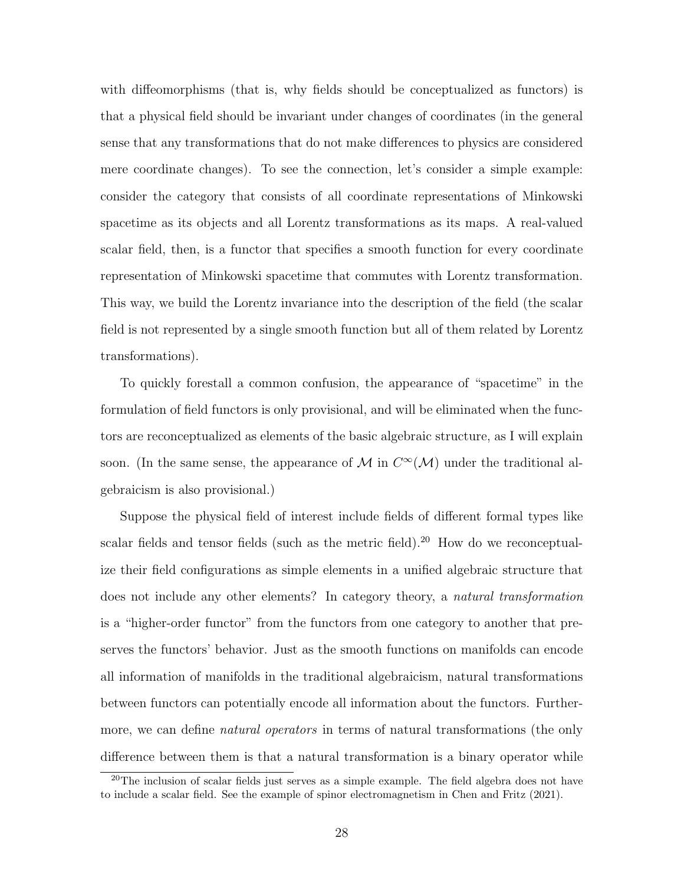with diffeomorphisms (that is, why fields should be conceptualized as functors) is that a physical field should be invariant under changes of coordinates (in the general sense that any transformations that do not make differences to physics are considered mere coordinate changes). To see the connection, let's consider a simple example: consider the category that consists of all coordinate representations of Minkowski spacetime as its objects and all Lorentz transformations as its maps. A real-valued scalar field, then, is a functor that specifies a smooth function for every coordinate representation of Minkowski spacetime that commutes with Lorentz transformation. This way, we build the Lorentz invariance into the description of the field (the scalar field is not represented by a single smooth function but all of them related by Lorentz transformations).

To quickly forestall a common confusion, the appearance of "spacetime" in the formulation of field functors is only provisional, and will be eliminated when the functors are reconceptualized as elements of the basic algebraic structure, as I will explain soon. (In the same sense, the appearance of $\mathcal{M}$ in $C^{\infty}(\mathcal{M})$ under the traditional algebraicism is also provisional.)

Suppose the physical field of interest include fields of different formal types like scalar fields and tensor fields (such as the metric field).[20] How do we reconceptualize their field configurations as simple elements in a unified algebraic structure that does not include any other elements? In category theory, a *natural transformation* is a "higher-order functor" from the functors from one category to another that preserves the functors' behavior. Just as the smooth functions on manifolds can encode all information of manifolds in the traditional algebraicism, natural transformations between functors can potentially encode all information about the functors. Furthermore, we can define *natural operators* in terms of natural transformations (the only difference between them is that a natural transformation is a binary operator while

[20] The inclusion of scalar fields just serves as a simple example. The field algebra does not have to include a scalar field. See the example of spinor electromagnetism in Chen and Fritz (2021).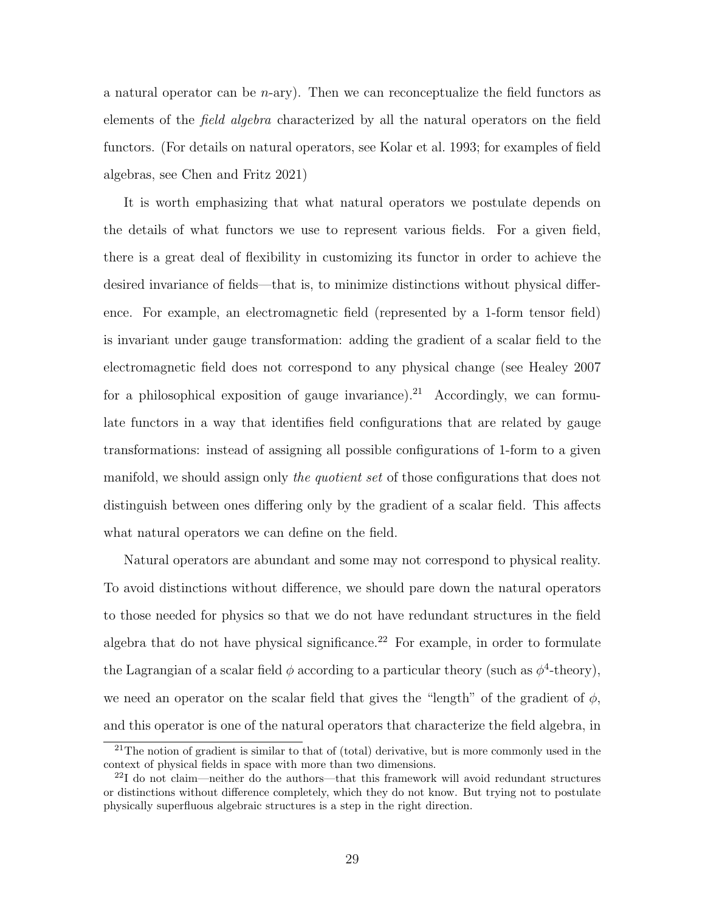a natural operator can be $n$-ary). Then we can reconceptualize the field functors as elements of the *field algebra* characterized by all the natural operators on the field functors. (For details on natural operators, see Kolar et al. 1993; for examples of field algebras, see Chen and Fritz 2021)

It is worth emphasizing that what natural operators we postulate depends on the details of what functors we use to represent various fields. For a given field, there is a great deal of flexibility in customizing its functor in order to achieve the desired invariance of fields—that is, to minimize distinctions without physical difference. For example, an electromagnetic field (represented by a 1-form tensor field) is invariant under gauge transformation: adding the gradient of a scalar field to the electromagnetic field does not correspond to any physical change (see Healey 2007 for a philosophical exposition of gauge invariance).[21] Accordingly, we can formulate functors in a way that identifies field configurations that are related by gauge transformations: instead of assigning all possible configurations of 1-form to a given manifold, we should assign only *the quotient set* of those configurations that does not distinguish between ones differing only by the gradient of a scalar field. This affects what natural operators we can define on the field.

Natural operators are abundant and some may not correspond to physical reality. To avoid distinctions without difference, we should pare down the natural operators to those needed for physics so that we do not have redundant structures in the field algebra that do not have physical significance.[22] For example, in order to formulate the Lagrangian of a scalar field $\phi$ according to a particular theory (such as $\phi^4$-theory), we need an operator on the scalar field that gives the "length" of the gradient of $\phi$, and this operator is one of the natural operators that characterize the field algebra, in

[21] The notion of gradient is similar to that of (total) derivative, but is more commonly used in the context of physical fields in space with more than two dimensions.

[22] I do not claim—neither do the authors—that this framework will avoid redundant structures or distinctions without difference completely, which they do not know. But trying not to postulate physically superfluous algebraic structures is a step in the right direction.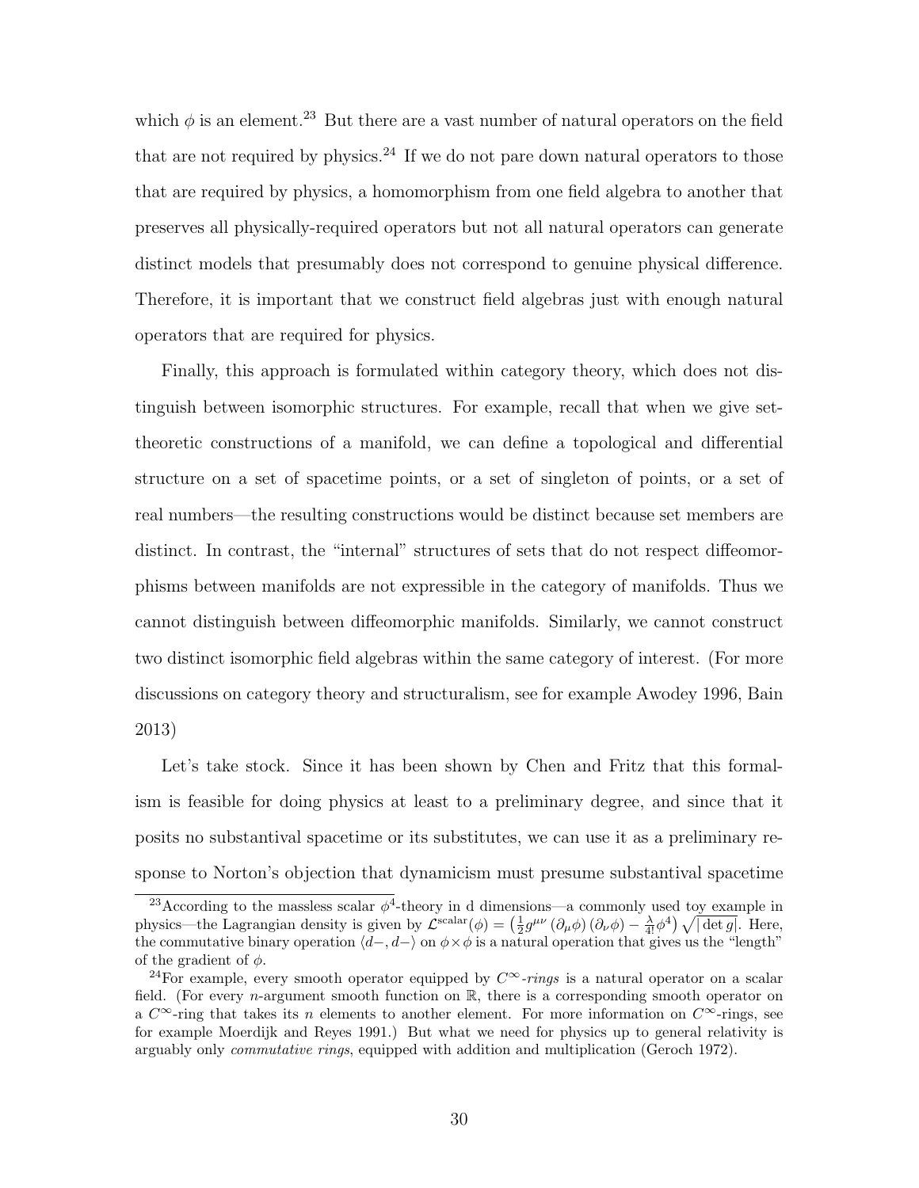which $\phi$ is an element.[23] But there are a vast number of natural operators on the field that are not required by physics.[24] If we do not pare down natural operators to those that are required by physics, a homomorphism from one field algebra to another that preserves all physically-required operators but not all natural operators can generate distinct models that presumably does not correspond to genuine physical difference. Therefore, it is important that we construct field algebras just with enough natural operators that are required for physics.

Finally, this approach is formulated within category theory, which does not distinguish between isomorphic structures. For example, recall that when we give set-theoretic constructions of a manifold, we can define a topological and differential structure on a set of spacetime points, or a set of singleton of points, or a set of real numbers—the resulting constructions would be distinct because set members are distinct. In contrast, the "internal" structures of sets that do not respect diffeomorphisms between manifolds are not expressible in the category of manifolds. Thus we cannot distinguish between diffeomorphic manifolds. Similarly, we cannot construct two distinct isomorphic field algebras within the same category of interest. (For more discussions on category theory and structuralism, see for example Awodey 1996, Bain 2013)

Let's take stock. Since it has been shown by Chen and Fritz that this formalism is feasible for doing physics at least to a preliminary degree, and since that it posits no substantival spacetime or its substitutes, we can use it as a preliminary response to Norton's objection that dynamicism must presume substantival spacetime

---

[23] According to the massless scalar $\phi^4$-theory in d dimensions—a commonly used toy example in physics—the Lagrangian density is given by $\mathcal{L}^{\text{scalar}}(\phi) = \left(\frac{1}{2}g^{\mu\nu}\left(\partial_\mu\phi\right)\left(\partial_\nu\phi\right) - \frac{\lambda}{4!}\phi^4\right)\sqrt{|\det g|}$. Here, the commutative binary operation $\langle d-, d-\rangle$ on $\phi \times \phi$ is a natural operation that gives us the "length" of the gradient of $\phi$.

[24] For example, every smooth operator equipped by $C^\infty$-*rings* is a natural operator on a scalar field. (For every $n$-argument smooth function on $\mathbb{R}$, there is a corresponding smooth operator on a $C^\infty$-ring that takes its $n$ elements to another element. For more information on $C^\infty$-rings, see for example Moerdijk and Reyes 1991.) But what we need for physics up to general relativity is arguably only *commutative rings*, equipped with addition and multiplication (Geroch 1972).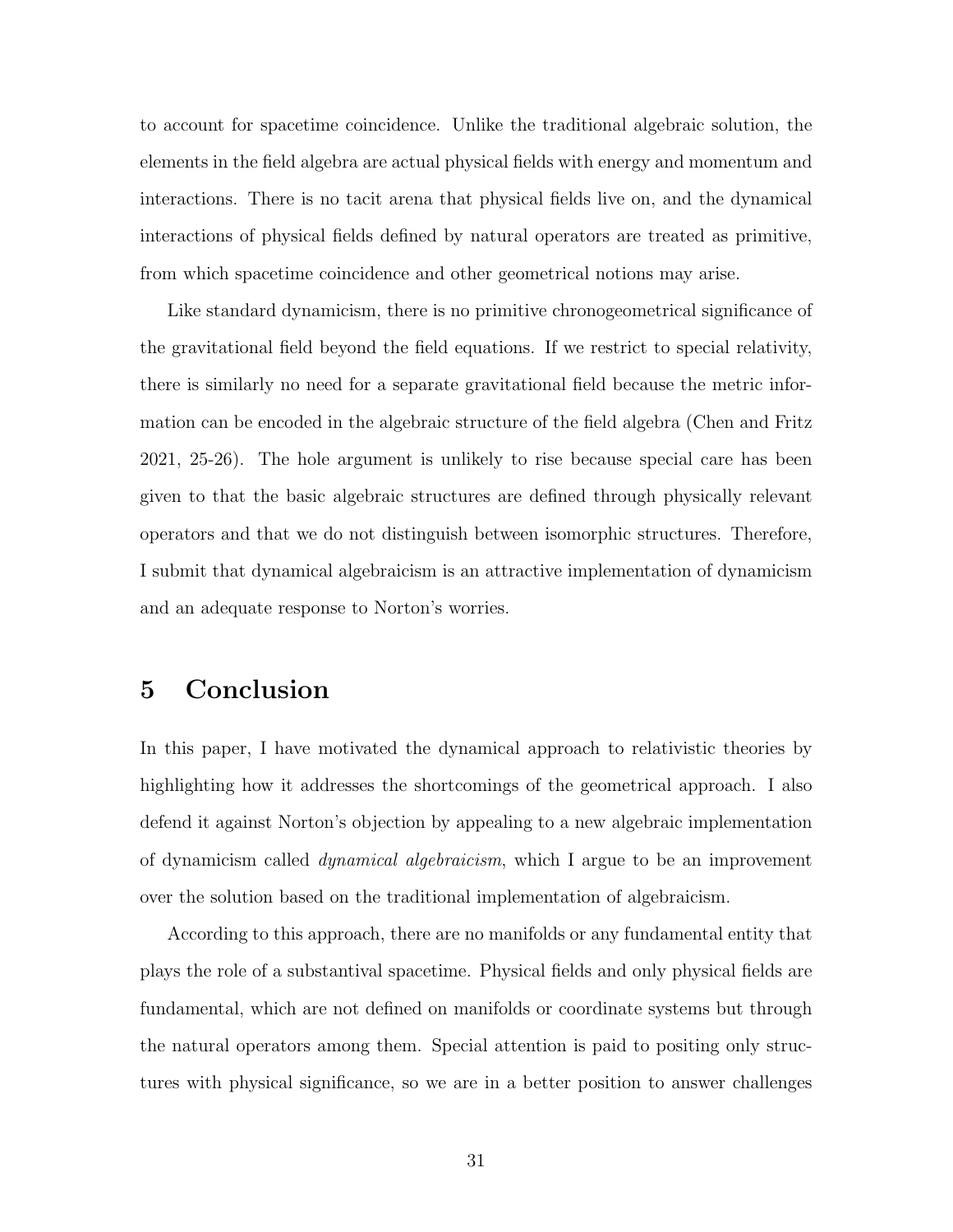to account for spacetime coincidence. Unlike the traditional algebraic solution, the elements in the field algebra are actual physical fields with energy and momentum and interactions. There is no tacit arena that physical fields live on, and the dynamical interactions of physical fields defined by natural operators are treated as primitive, from which spacetime coincidence and other geometrical notions may arise.

Like standard dynamicism, there is no primitive chronogeometrical significance of the gravitational field beyond the field equations. If we restrict to special relativity, there is similarly no need for a separate gravitational field because the metric information can be encoded in the algebraic structure of the field algebra (Chen and Fritz 2021, 25-26). The hole argument is unlikely to rise because special care has been given to that the basic algebraic structures are defined through physically relevant operators and that we do not distinguish between isomorphic structures. Therefore, I submit that dynamical algebraicism is an attractive implementation of dynamicism and an adequate response to Norton's worries.

# 5 Conclusion

In this paper, I have motivated the dynamical approach to relativistic theories by highlighting how it addresses the shortcomings of the geometrical approach. I also defend it against Norton's objection by appealing to a new algebraic implementation of dynamicism called *dynamical algebraicism*, which I argue to be an improvement over the solution based on the traditional implementation of algebraicism.

According to this approach, there are no manifolds or any fundamental entity that plays the role of a substantival spacetime. Physical fields and only physical fields are fundamental, which are not defined on manifolds or coordinate systems but through the natural operators among them. Special attention is paid to positing only structures with physical significance, so we are in a better position to answer challenges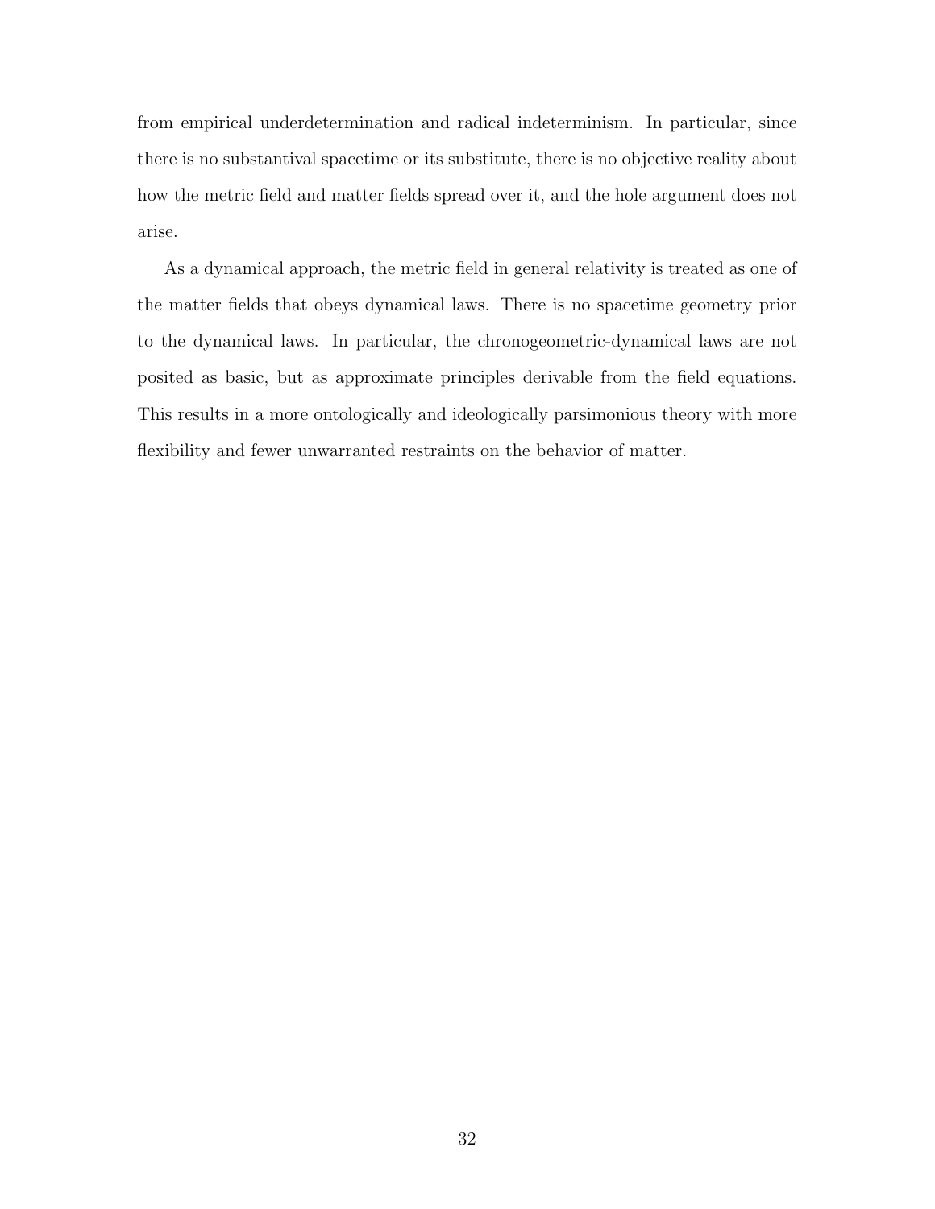from empirical underdetermination and radical indeterminism. In particular, since there is no substantival spacetime or its substitute, there is no objective reality about how the metric field and matter fields spread over it, and the hole argument does not arise.

As a dynamical approach, the metric field in general relativity is treated as one of the matter fields that obeys dynamical laws. There is no spacetime geometry prior to the dynamical laws. In particular, the chronogeometric-dynamical laws are not posited as basic, but as approximate principles derivable from the field equations. This results in a more ontologically and ideologically parsimonious theory with more flexibility and fewer unwarranted restraints on the behavior of matter.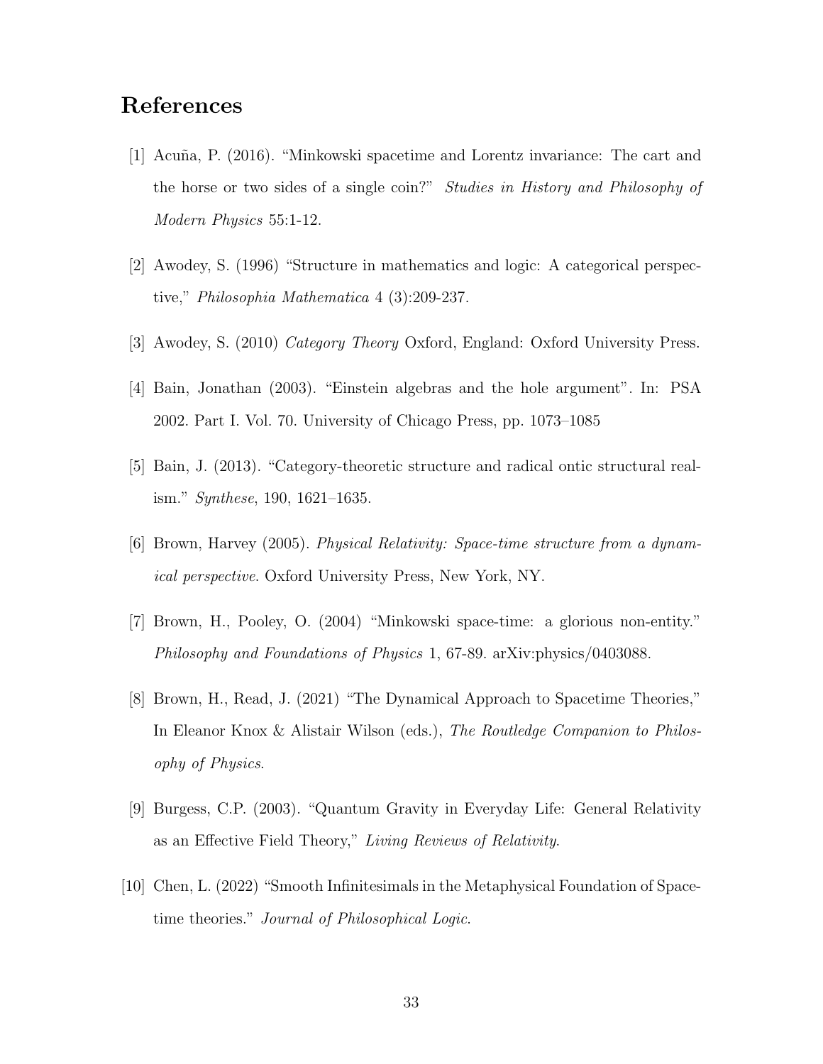# References

[1] Acuña, P. (2016). "Minkowski spacetime and Lorentz invariance: The cart and the horse or two sides of a single coin?" *Studies in History and Philosophy of Modern Physics* 55:1-12.

[2] Awodey, S. (1996) "Structure in mathematics and logic: A categorical perspective," *Philosophia Mathematica* 4 (3):209-237.

[3] Awodey, S. (2010) *Category Theory* Oxford, England: Oxford University Press.

[4] Bain, Jonathan (2003). "Einstein algebras and the hole argument". In: PSA 2002. Part I. Vol. 70. University of Chicago Press, pp. 1073–1085

[5] Bain, J. (2013). "Category-theoretic structure and radical ontic structural realism." *Synthese*, 190, 1621–1635.

[6] Brown, Harvey (2005). *Physical Relativity: Space-time structure from a dynamical perspective*. Oxford University Press, New York, NY.

[7] Brown, H., Pooley, O. (2004) "Minkowski space-time: a glorious non-entity." *Philosophy and Foundations of Physics* 1, 67-89. arXiv:physics/0403088.

[8] Brown, H., Read, J. (2021) "The Dynamical Approach to Spacetime Theories," In Eleanor Knox & Alistair Wilson (eds.), *The Routledge Companion to Philosophy of Physics*.

[9] Burgess, C.P. (2003). "Quantum Gravity in Everyday Life: General Relativity as an Effective Field Theory," *Living Reviews of Relativity*.

[10] Chen, L. (2022) "Smooth Infinitesimals in the Metaphysical Foundation of Spacetime theories." *Journal of Philosophical Logic*.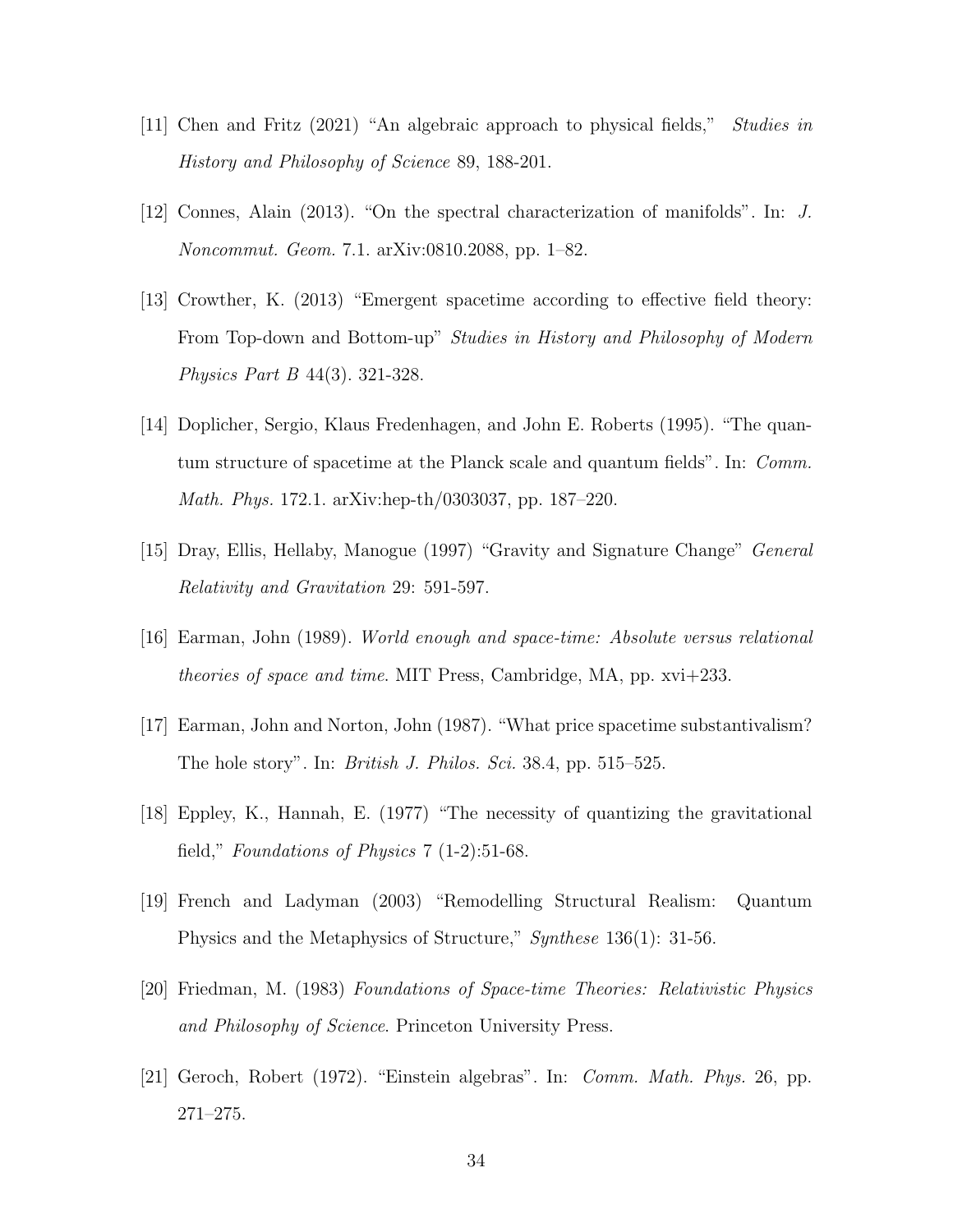[11] Chen and Fritz (2021) “An algebraic approach to physical fields,” *Studies in History and Philosophy of Science* 89, 188-201.

[12] Connes, Alain (2013). “On the spectral characterization of manifolds”. In: *J. Noncommut. Geom.* 7.1. arXiv:0810.2088, pp. 1–82.

[13] Crowther, K. (2013) “Emergent spacetime according to effective field theory: From Top-down and Bottom-up” *Studies in History and Philosophy of Modern Physics Part B* 44(3). 321-328.

[14] Doplicher, Sergio, Klaus Fredenhagen, and John E. Roberts (1995). “The quantum structure of spacetime at the Planck scale and quantum fields”. In: *Comm. Math. Phys.* 172.1. arXiv:hep-th/0303037, pp. 187–220.

[15] Dray, Ellis, Hellaby, Manogue (1997) “Gravity and Signature Change” *General Relativity and Gravitation* 29: 591-597.

[16] Earman, John (1989). *World enough and space-time: Absolute versus relational theories of space and time*. MIT Press, Cambridge, MA, pp. xvi+233.

[17] Earman, John and Norton, John (1987). “What price spacetime substantivalism? The hole story”. In: *British J. Philos. Sci.* 38.4, pp. 515–525.

[18] Eppley, K., Hannah, E. (1977) “The necessity of quantizing the gravitational field,” *Foundations of Physics* 7 (1-2):51-68.

[19] French and Ladyman (2003) “Remodelling Structural Realism: Quantum Physics and the Metaphysics of Structure,” *Synthese* 136(1): 31-56.

[20] Friedman, M. (1983) *Foundations of Space-time Theories: Relativistic Physics and Philosophy of Science*. Princeton University Press.

[21] Geroch, Robert (1972). “Einstein algebras”. In: *Comm. Math. Phys.* 26, pp. 271–275.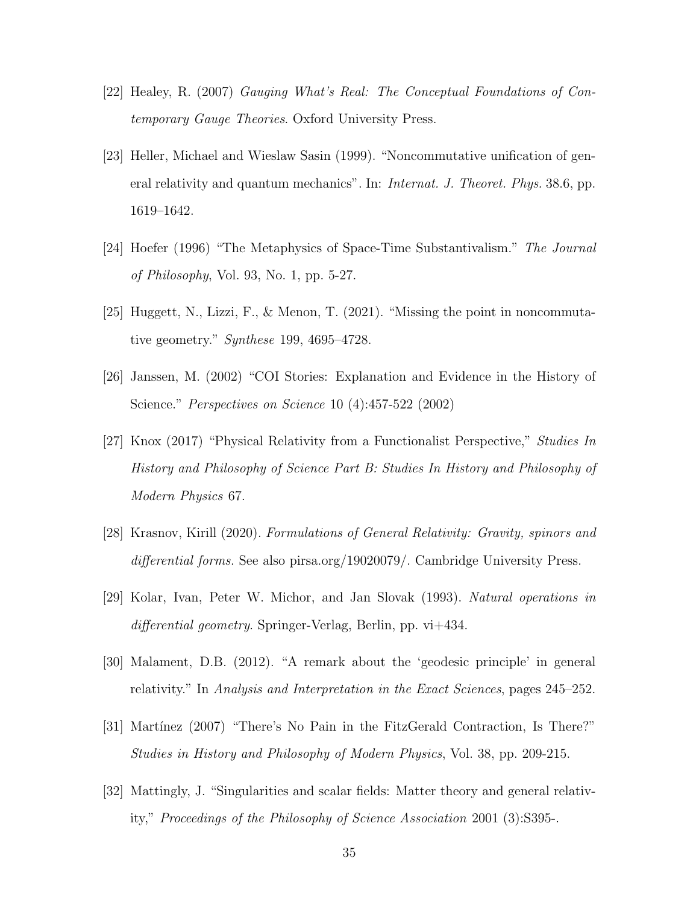[22] Healey, R. (2007) *Gauging What's Real: The Conceptual Foundations of Contemporary Gauge Theories*. Oxford University Press.

[23] Heller, Michael and Wieslaw Sasin (1999). "Noncommutative unification of general relativity and quantum mechanics". In: *Internat. J. Theoret. Phys.* 38.6, pp. 1619–1642.

[24] Hoefer (1996) "The Metaphysics of Space-Time Substantivalism." *The Journal of Philosophy*, Vol. 93, No. 1, pp. 5-27.

[25] Huggett, N., Lizzi, F., & Menon, T. (2021). "Missing the point in noncommutative geometry." *Synthese* 199, 4695–4728.

[26] Janssen, M. (2002) "COI Stories: Explanation and Evidence in the History of Science." *Perspectives on Science* 10 (4):457-522 (2002)

[27] Knox (2017) "Physical Relativity from a Functionalist Perspective," *Studies In History and Philosophy of Science Part B: Studies In History and Philosophy of Modern Physics* 67.

[28] Krasnov, Kirill (2020). *Formulations of General Relativity: Gravity, spinors and differential forms*. See also pirsa.org/19020079/. Cambridge University Press.

[29] Kolar, Ivan, Peter W. Michor, and Jan Slovak (1993). *Natural operations in differential geometry*. Springer-Verlag, Berlin, pp. vi+434.

[30] Malament, D.B. (2012). "A remark about the 'geodesic principle' in general relativity." In *Analysis and Interpretation in the Exact Sciences*, pages 245–252.

[31] Martínez (2007) "There's No Pain in the FitzGerald Contraction, Is There?" *Studies in History and Philosophy of Modern Physics*, Vol. 38, pp. 209-215.

[32] Mattingly, J. "Singularities and scalar fields: Matter theory and general relativity," *Proceedings of the Philosophy of Science Association* 2001 (3):S395-.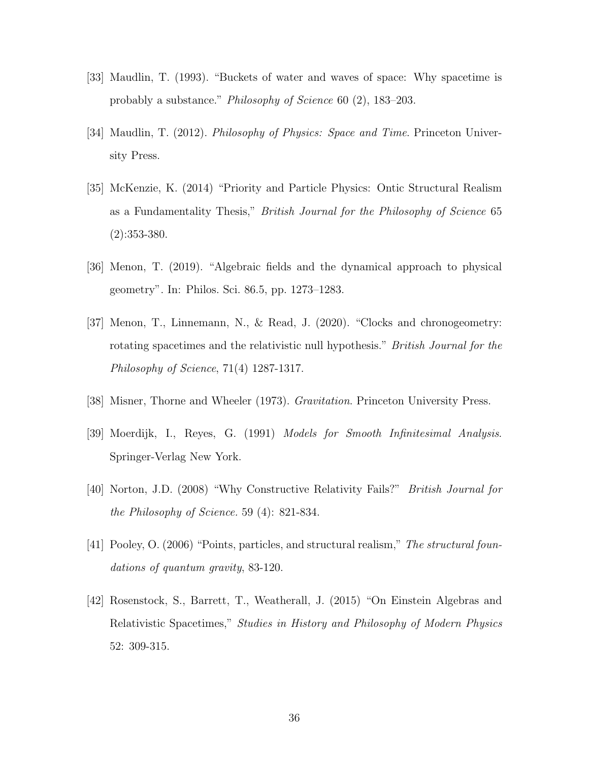[33] Maudlin, T. (1993). "Buckets of water and waves of space: Why spacetime is probably a substance." *Philosophy of Science* 60 (2), 183–203.

[34] Maudlin, T. (2012). *Philosophy of Physics: Space and Time*. Princeton University Press.

[35] McKenzie, K. (2014) "Priority and Particle Physics: Ontic Structural Realism as a Fundamentality Thesis," *British Journal for the Philosophy of Science* 65 (2):353-380.

[36] Menon, T. (2019). "Algebraic fields and the dynamical approach to physical geometry". In: Philos. Sci. 86.5, pp. 1273–1283.

[37] Menon, T., Linnemann, N., & Read, J. (2020). "Clocks and chronogeometry: rotating spacetimes and the relativistic null hypothesis." *British Journal for the Philosophy of Science*, 71(4) 1287-1317.

[38] Misner, Thorne and Wheeler (1973). *Gravitation*. Princeton University Press.

[39] Moerdijk, I., Reyes, G. (1991) *Models for Smooth Infinitesimal Analysis*. Springer-Verlag New York.

[40] Norton, J.D. (2008) "Why Constructive Relativity Fails?" *British Journal for the Philosophy of Science.* 59 (4): 821-834.

[41] Pooley, O. (2006) "Points, particles, and structural realism," *The structural foundations of quantum gravity*, 83-120.

[42] Rosenstock, S., Barrett, T., Weatherall, J. (2015) "On Einstein Algebras and Relativistic Spacetimes," *Studies in History and Philosophy of Modern Physics* 52: 309-315.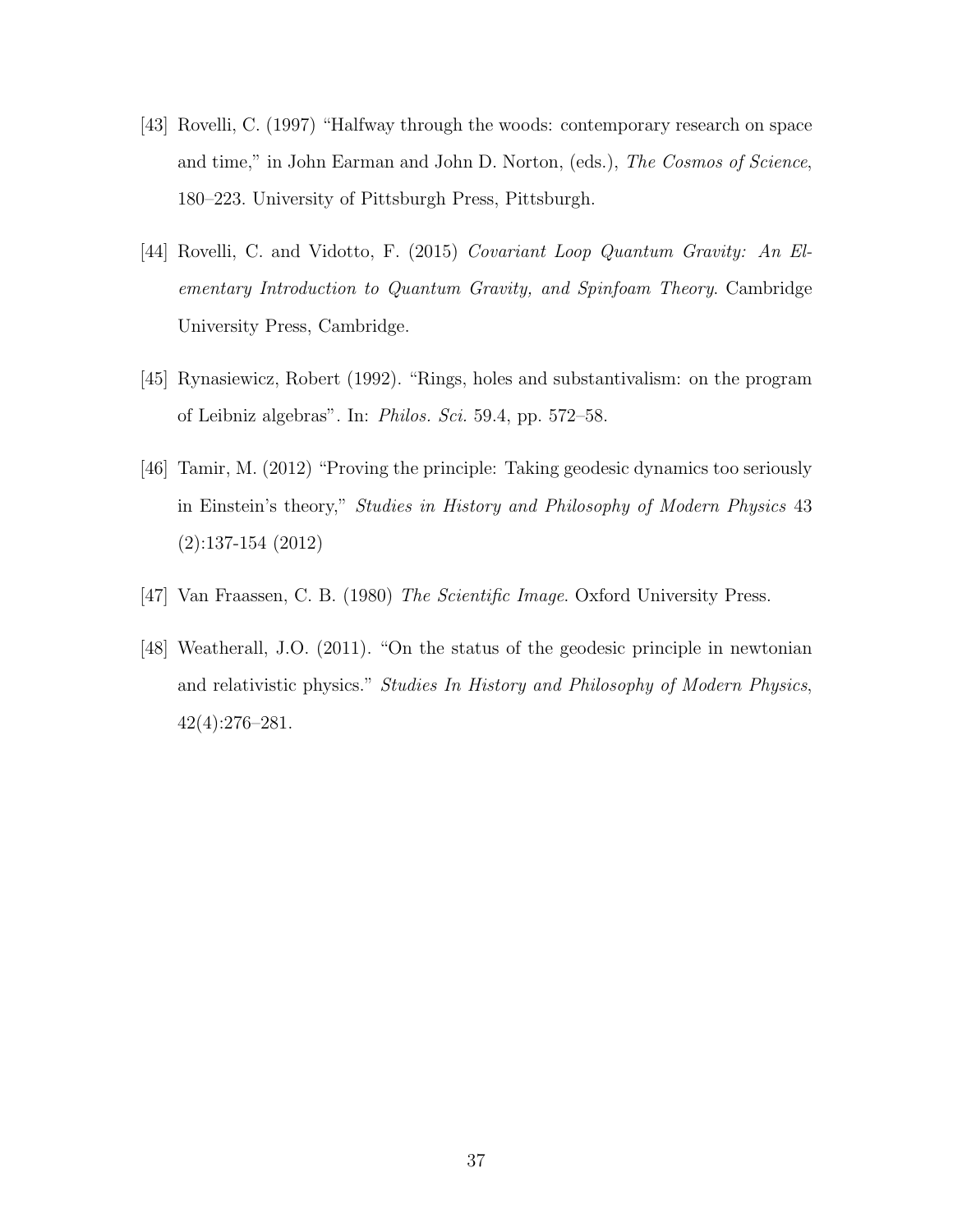[43] Rovelli, C. (1997) "Halfway through the woods: contemporary research on space and time," in John Earman and John D. Norton, (eds.), *The Cosmos of Science*, 180–223. University of Pittsburgh Press, Pittsburgh.

[44] Rovelli, C. and Vidotto, F. (2015) *Covariant Loop Quantum Gravity: An Elementary Introduction to Quantum Gravity, and Spinfoam Theory*. Cambridge University Press, Cambridge.

[45] Rynasiewicz, Robert (1992). "Rings, holes and substantivalism: on the program of Leibniz algebras". In: *Philos. Sci.* 59.4, pp. 572–58.

[46] Tamir, M. (2012) "Proving the principle: Taking geodesic dynamics too seriously in Einstein's theory," *Studies in History and Philosophy of Modern Physics* 43 (2):137-154 (2012)

[47] Van Fraassen, C. B. (1980) *The Scientific Image*. Oxford University Press.

[48] Weatherall, J.O. (2011). "On the status of the geodesic principle in newtonian and relativistic physics." *Studies In History and Philosophy of Modern Physics*, 42(4):276–281.